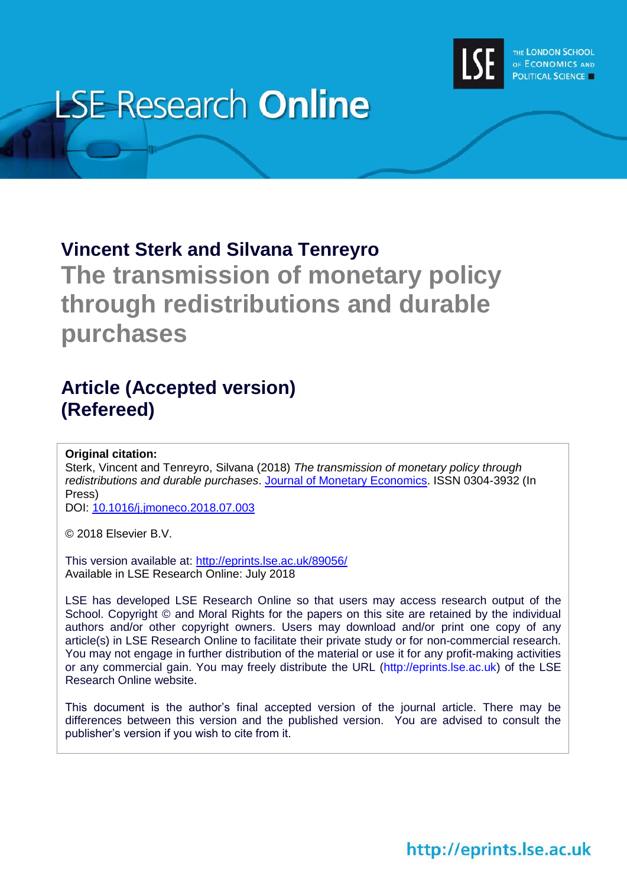# LSE Research Online

THE LONDON SCHOOL OF ECONOMICS AND POLITICAL SCIENCE

**Vincent Sterk and Silvana Tenreyro**

## The transmission of monetary policy through redistributions and durable purchases

### Article (Accepted version) (Refereed)

**Original citation:**
Sterk, Vincent and Tenreyro, Silvana (2018) *The transmission of monetary policy through redistributions and durable purchases*. Journal of Monetary Economics. ISSN 0304-3932 (In Press)
DOI: 10.1016/j.jmoneco.2018.07.003

© 2018 Elsevier B.V.

This version available at: http://eprints.lse.ac.uk/89056/
Available in LSE Research Online: July 2018

LSE has developed LSE Research Online so that users may access research output of the School. Copyright © and Moral Rights for the papers on this site are retained by the individual authors and/or other copyright owners. Users may download and/or print one copy of any article(s) in LSE Research Online to facilitate their private study or for non-commercial research. You may not engage in further distribution of the material or use it for any profit-making activities or any commercial gain. You may freely distribute the URL (http://eprints.lse.ac.uk) of the LSE Research Online website.

This document is the author's final accepted version of the journal article. There may be differences between this version and the published version. You are advised to consult the publisher's version if you wish to cite from it.

http://eprints.lse.ac.uk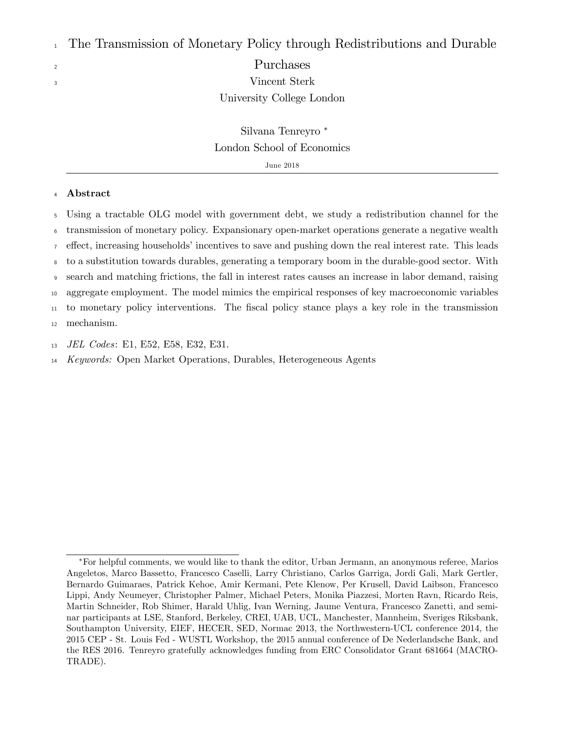# The Transmission of Monetary Policy through Redistributions and Durable Purchases

Vincent Sterk
University College London

Silvana Tenreyro *
London School of Economics

June 2018

---

## Abstract

Using a tractable OLG model with government debt, we study a redistribution channel for the transmission of monetary policy. Expansionary open-market operations generate a negative wealth effect, increasing households' incentives to save and pushing down the real interest rate. This leads to a substitution towards durables, generating a temporary boom in the durable-good sector. With search and matching frictions, the fall in interest rates causes an increase in labor demand, raising aggregate employment. The model mimics the empirical responses of key macroeconomic variables to monetary policy interventions. The fiscal policy stance plays a key role in the transmission mechanism.

*JEL Codes*: E1, E52, E58, E32, E31.

*Keywords:* Open Market Operations, Durables, Heterogeneous Agents

---

*For helpful comments, we would like to thank the editor, Urban Jermann, an anonymous referee, Marios Angeletos, Marco Bassetto, Francesco Caselli, Larry Christiano, Carlos Garriga, Jordi Gali, Mark Gertler, Bernardo Guimaraes, Patrick Kehoe, Amir Kermani, Pete Klenow, Per Krusell, David Laibson, Francesco Lippi, Andy Neumeyer, Christopher Palmer, Michael Peters, Monika Piazzesi, Morten Ravn, Ricardo Reis, Martin Schneider, Rob Shimer, Harald Uhlig, Ivan Werning, Jaume Ventura, Francesco Zanetti, and seminar participants at LSE, Stanford, Berkeley, CREI, UAB, UCL, Manchester, Mannheim, Sveriges Riksbank, Southampton University, EIEF, HECER, SED, Normac 2013, the Northwestern-UCL conference 2014, the 2015 CEP - St. Louis Fed - WUSTL Workshop, the 2015 annual conference of De Nederlandsche Bank, and the RES 2016. Tenreyro gratefully acknowledges funding from ERC Consolidator Grant 681664 (MACROTRADE).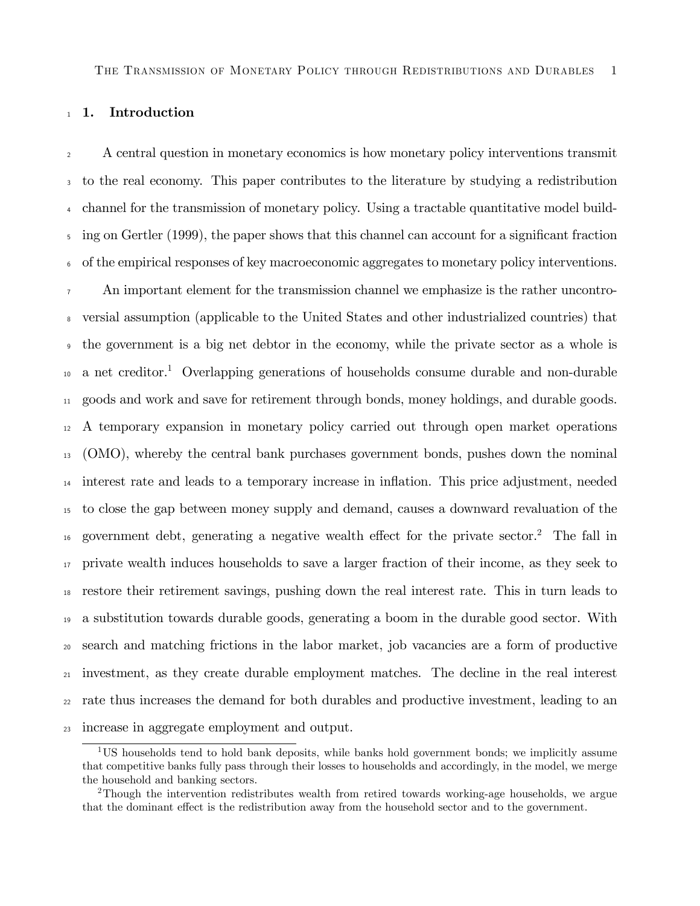## 1. Introduction

A central question in monetary economics is how monetary policy interventions transmit to the real economy. This paper contributes to the literature by studying a redistribution channel for the transmission of monetary policy. Using a tractable quantitative model building on Gertler (1999), the paper shows that this channel can account for a significant fraction of the empirical responses of key macroeconomic aggregates to monetary policy interventions.

An important element for the transmission channel we emphasize is the rather uncontroversial assumption (applicable to the United States and other industrialized countries) that the government is a big net debtor in the economy, while the private sector as a whole is a net creditor.[1] Overlapping generations of households consume durable and non-durable goods and work and save for retirement through bonds, money holdings, and durable goods. A temporary expansion in monetary policy carried out through open market operations (OMO), whereby the central bank purchases government bonds, pushes down the nominal interest rate and leads to a temporary increase in inflation. This price adjustment, needed to close the gap between money supply and demand, causes a downward revaluation of the government debt, generating a negative wealth effect for the private sector.[2] The fall in private wealth induces households to save a larger fraction of their income, as they seek to restore their retirement savings, pushing down the real interest rate. This in turn leads to a substitution towards durable goods, generating a boom in the durable good sector. With search and matching frictions in the labor market, job vacancies are a form of productive investment, as they create durable employment matches. The decline in the real interest rate thus increases the demand for both durables and productive investment, leading to an increase in aggregate employment and output.

[1] US households tend to hold bank deposits, while banks hold government bonds; we implicitly assume that competitive banks fully pass through their losses to households and accordingly, in the model, we merge the household and banking sectors.

[2] Though the intervention redistributes wealth from retired towards working-age households, we argue that the dominant effect is the redistribution away from the household sector and to the government.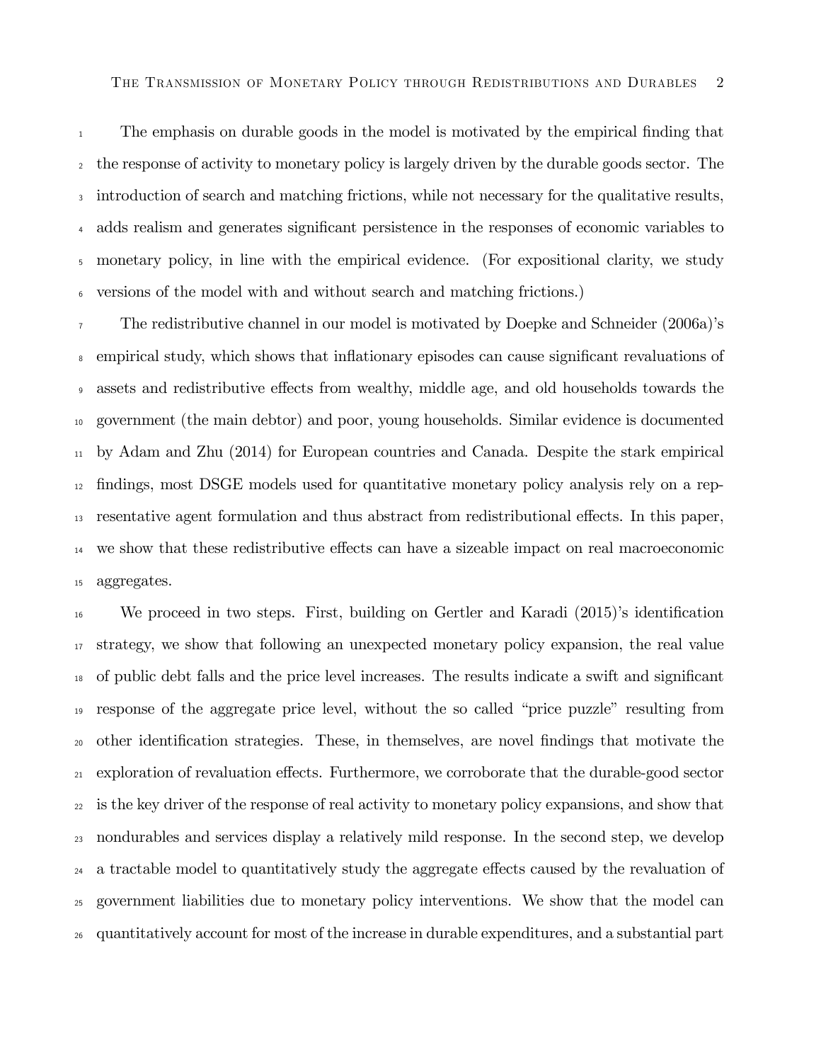The emphasis on durable goods in the model is motivated by the empirical finding that the response of activity to monetary policy is largely driven by the durable goods sector. The introduction of search and matching frictions, while not necessary for the qualitative results, adds realism and generates significant persistence in the responses of economic variables to monetary policy, in line with the empirical evidence. (For expositional clarity, we study versions of the model with and without search and matching frictions.)

The redistributive channel in our model is motivated by Doepke and Schneider (2006a)'s empirical study, which shows that inflationary episodes can cause significant revaluations of assets and redistributive effects from wealthy, middle age, and old households towards the government (the main debtor) and poor, young households. Similar evidence is documented by Adam and Zhu (2014) for European countries and Canada. Despite the stark empirical findings, most DSGE models used for quantitative monetary policy analysis rely on a representative agent formulation and thus abstract from redistributional effects. In this paper, we show that these redistributive effects can have a sizeable impact on real macroeconomic aggregates.

We proceed in two steps. First, building on Gertler and Karadi (2015)'s identification strategy, we show that following an unexpected monetary policy expansion, the real value of public debt falls and the price level increases. The results indicate a swift and significant response of the aggregate price level, without the so called "price puzzle" resulting from other identification strategies. These, in themselves, are novel findings that motivate the exploration of revaluation effects. Furthermore, we corroborate that the durable-good sector is the key driver of the response of real activity to monetary policy expansions, and show that nondurables and services display a relatively mild response. In the second step, we develop a tractable model to quantitatively study the aggregate effects caused by the revaluation of government liabilities due to monetary policy interventions. We show that the model can quantitatively account for most of the increase in durable expenditures, and a substantial part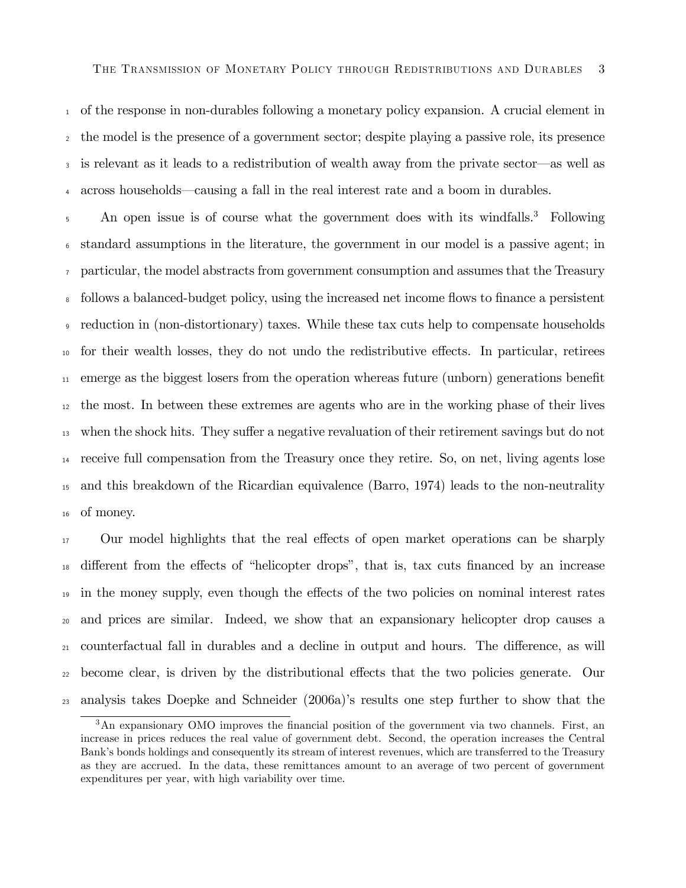of the response in non-durables following a monetary policy expansion. A crucial element in the model is the presence of a government sector; despite playing a passive role, its presence is relevant as it leads to a redistribution of wealth away from the private sector—as well as across households—causing a fall in the real interest rate and a boom in durables.

An open issue is of course what the government does with its windfalls.[3] Following standard assumptions in the literature, the government in our model is a passive agent; in particular, the model abstracts from government consumption and assumes that the Treasury follows a balanced-budget policy, using the increased net income flows to finance a persistent reduction in (non-distortionary) taxes. While these tax cuts help to compensate households for their wealth losses, they do not undo the redistributive effects. In particular, retirees emerge as the biggest losers from the operation whereas future (unborn) generations benefit the most. In between these extremes are agents who are in the working phase of their lives when the shock hits. They suffer a negative revaluation of their retirement savings but do not receive full compensation from the Treasury once they retire. So, on net, living agents lose and this breakdown of the Ricardian equivalence (Barro, 1974) leads to the non-neutrality of money.

Our model highlights that the real effects of open market operations can be sharply different from the effects of "helicopter drops", that is, tax cuts financed by an increase in the money supply, even though the effects of the two policies on nominal interest rates and prices are similar. Indeed, we show that an expansionary helicopter drop causes a counterfactual fall in durables and a decline in output and hours. The difference, as will become clear, is driven by the distributional effects that the two policies generate. Our analysis takes Doepke and Schneider (2006a)'s results one step further to show that the

[3] An expansionary OMO improves the financial position of the government via two channels. First, an increase in prices reduces the real value of government debt. Second, the operation increases the Central Bank's bonds holdings and consequently its stream of interest revenues, which are transferred to the Treasury as they are accrued. In the data, these remittances amount to an average of two percent of government expenditures per year, with high variability over time.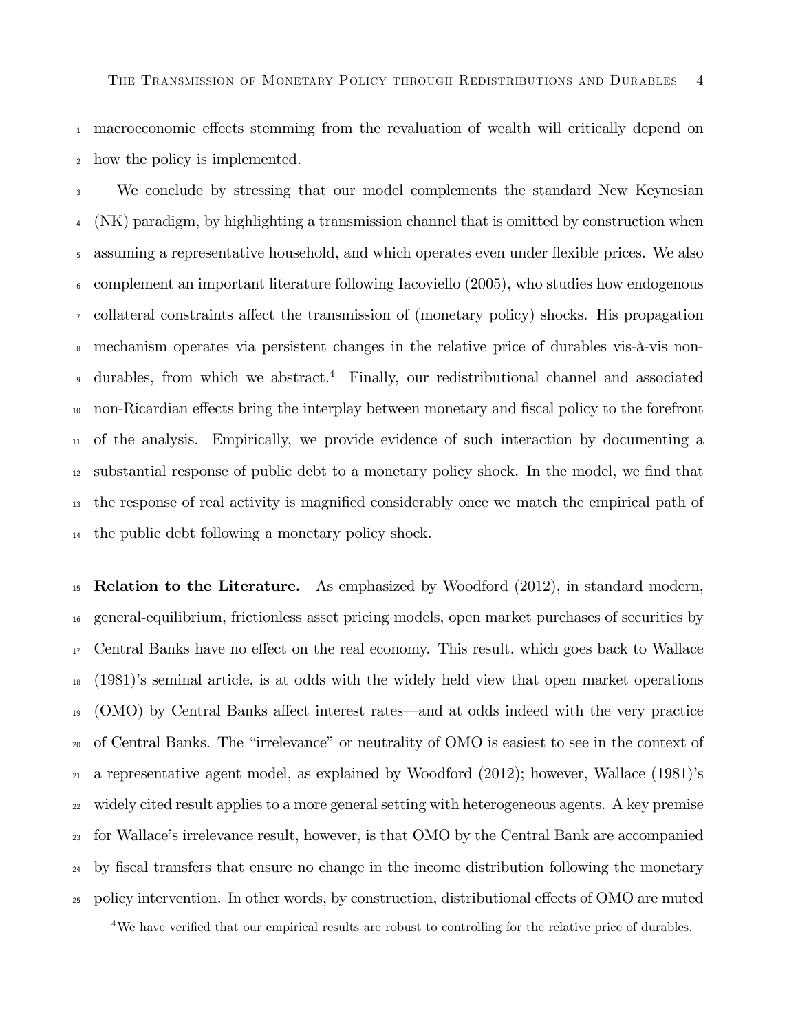macroeconomic effects stemming from the revaluation of wealth will critically depend on how the policy is implemented.

We conclude by stressing that our model complements the standard New Keynesian (NK) paradigm, by highlighting a transmission channel that is omitted by construction when assuming a representative household, and which operates even under flexible prices. We also complement an important literature following Iacoviello (2005), who studies how endogenous collateral constraints affect the transmission of (monetary policy) shocks. His propagation mechanism operates via persistent changes in the relative price of durables vis-à-vis non-durables, from which we abstract.[4] Finally, our redistributional channel and associated non-Ricardian effects bring the interplay between monetary and fiscal policy to the forefront of the analysis. Empirically, we provide evidence of such interaction by documenting a substantial response of public debt to a monetary policy shock. In the model, we find that the response of real activity is magnified considerably once we match the empirical path of the public debt following a monetary policy shock.

**Relation to the Literature.** As emphasized by Woodford (2012), in standard modern, general-equilibrium, frictionless asset pricing models, open market purchases of securities by Central Banks have no effect on the real economy. This result, which goes back to Wallace (1981)'s seminal article, is at odds with the widely held view that open market operations (OMO) by Central Banks affect interest rates—and at odds indeed with the very practice of Central Banks. The "irrelevance" or neutrality of OMO is easiest to see in the context of a representative agent model, as explained by Woodford (2012); however, Wallace (1981)'s widely cited result applies to a more general setting with heterogeneous agents. A key premise for Wallace's irrelevance result, however, is that OMO by the Central Bank are accompanied by fiscal transfers that ensure no change in the income distribution following the monetary policy intervention. In other words, by construction, distributional effects of OMO are muted

[4] We have verified that our empirical results are robust to controlling for the relative price of durables.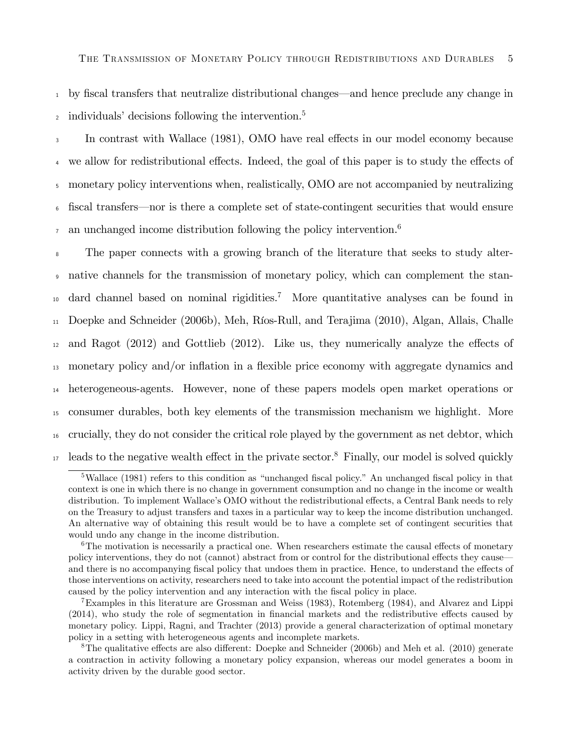by fiscal transfers that neutralize distributional changes—and hence preclude any change in individuals' decisions following the intervention.[5]

In contrast with Wallace (1981), OMO have real effects in our model economy because we allow for redistributional effects. Indeed, the goal of this paper is to study the effects of monetary policy interventions when, realistically, OMO are not accompanied by neutralizing fiscal transfers—nor is there a complete set of state-contingent securities that would ensure an unchanged income distribution following the policy intervention.[6]

The paper connects with a growing branch of the literature that seeks to study alternative channels for the transmission of monetary policy, which can complement the standard channel based on nominal rigidities.[7] More quantitative analyses can be found in Doepke and Schneider (2006b), Meh, Ríos-Rull, and Terajima (2010), Algan, Allais, Challe and Ragot (2012) and Gottlieb (2012). Like us, they numerically analyze the effects of monetary policy and/or inflation in a flexible price economy with aggregate dynamics and heterogeneous-agents. However, none of these papers models open market operations or consumer durables, both key elements of the transmission mechanism we highlight. More crucially, they do not consider the critical role played by the government as net debtor, which leads to the negative wealth effect in the private sector.[8] Finally, our model is solved quickly

---

[5] Wallace (1981) refers to this condition as "unchanged fiscal policy." An unchanged fiscal policy in that context is one in which there is no change in government consumption and no change in the income or wealth distribution. To implement Wallace's OMO without the redistributional effects, a Central Bank needs to rely on the Treasury to adjust transfers and taxes in a particular way to keep the income distribution unchanged. An alternative way of obtaining this result would be to have a complete set of contingent securities that would undo any change in the income distribution.

[6] The motivation is necessarily a practical one. When researchers estimate the causal effects of monetary policy interventions, they do not (cannot) abstract from or control for the distributional effects they cause—and there is no accompanying fiscal policy that undoes them in practice. Hence, to understand the effects of those interventions on activity, researchers need to take into account the potential impact of the redistribution caused by the policy intervention and any interaction with the fiscal policy in place.

[7] Examples in this literature are Grossman and Weiss (1983), Rotemberg (1984), and Alvarez and Lippi (2014), who study the role of segmentation in financial markets and the redistributive effects caused by monetary policy. Lippi, Ragni, and Trachter (2013) provide a general characterization of optimal monetary policy in a setting with heterogeneous agents and incomplete markets.

[8] The qualitative effects are also different: Doepke and Schneider (2006b) and Meh et al. (2010) generate a contraction in activity following a monetary policy expansion, whereas our model generates a boom in activity driven by the durable good sector.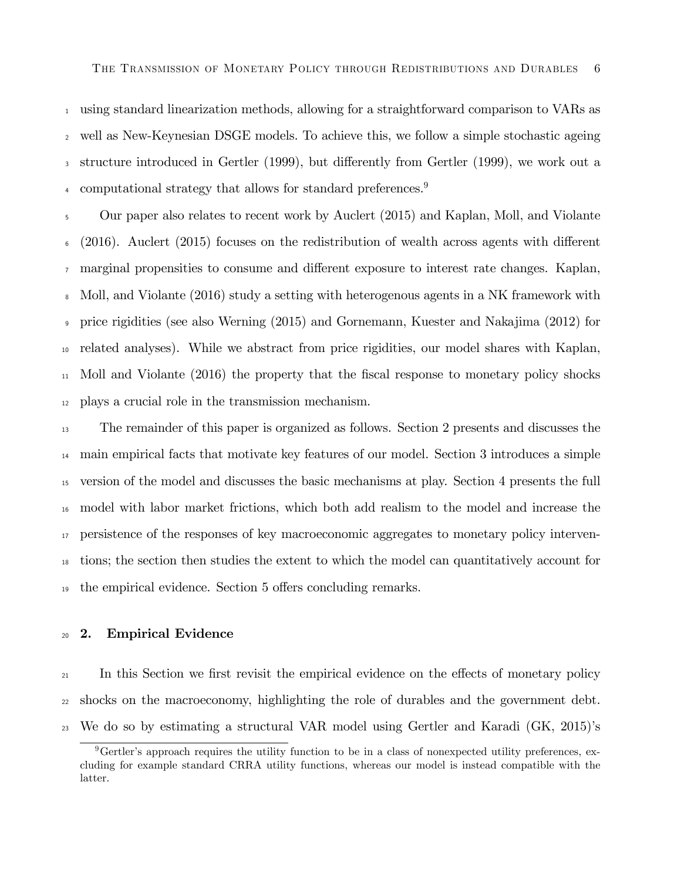using standard linearization methods, allowing for a straightforward comparison to VARs as well as New-Keynesian DSGE models. To achieve this, we follow a simple stochastic ageing structure introduced in Gertler (1999), but differently from Gertler (1999), we work out a computational strategy that allows for standard preferences.[9]

Our paper also relates to recent work by Auclert (2015) and Kaplan, Moll, and Violante (2016). Auclert (2015) focuses on the redistribution of wealth across agents with different marginal propensities to consume and different exposure to interest rate changes. Kaplan, Moll, and Violante (2016) study a setting with heterogenous agents in a NK framework with price rigidities (see also Werning (2015) and Gornemann, Kuester and Nakajima (2012) for related analyses). While we abstract from price rigidities, our model shares with Kaplan, Moll and Violante (2016) the property that the fiscal response to monetary policy shocks plays a crucial role in the transmission mechanism.

The remainder of this paper is organized as follows. Section 2 presents and discusses the main empirical facts that motivate key features of our model. Section 3 introduces a simple version of the model and discusses the basic mechanisms at play. Section 4 presents the full model with labor market frictions, which both add realism to the model and increase the persistence of the responses of key macroeconomic aggregates to monetary policy interventions; the section then studies the extent to which the model can quantitatively account for the empirical evidence. Section 5 offers concluding remarks.

## 2. Empirical Evidence

In this Section we first revisit the empirical evidence on the effects of monetary policy shocks on the macroeconomy, highlighting the role of durables and the government debt. We do so by estimating a structural VAR model using Gertler and Karadi (GK, 2015)'s

[9] Gertler's approach requires the utility function to be in a class of nonexpected utility preferences, excluding for example standard CRRA utility functions, whereas our model is instead compatible with the latter.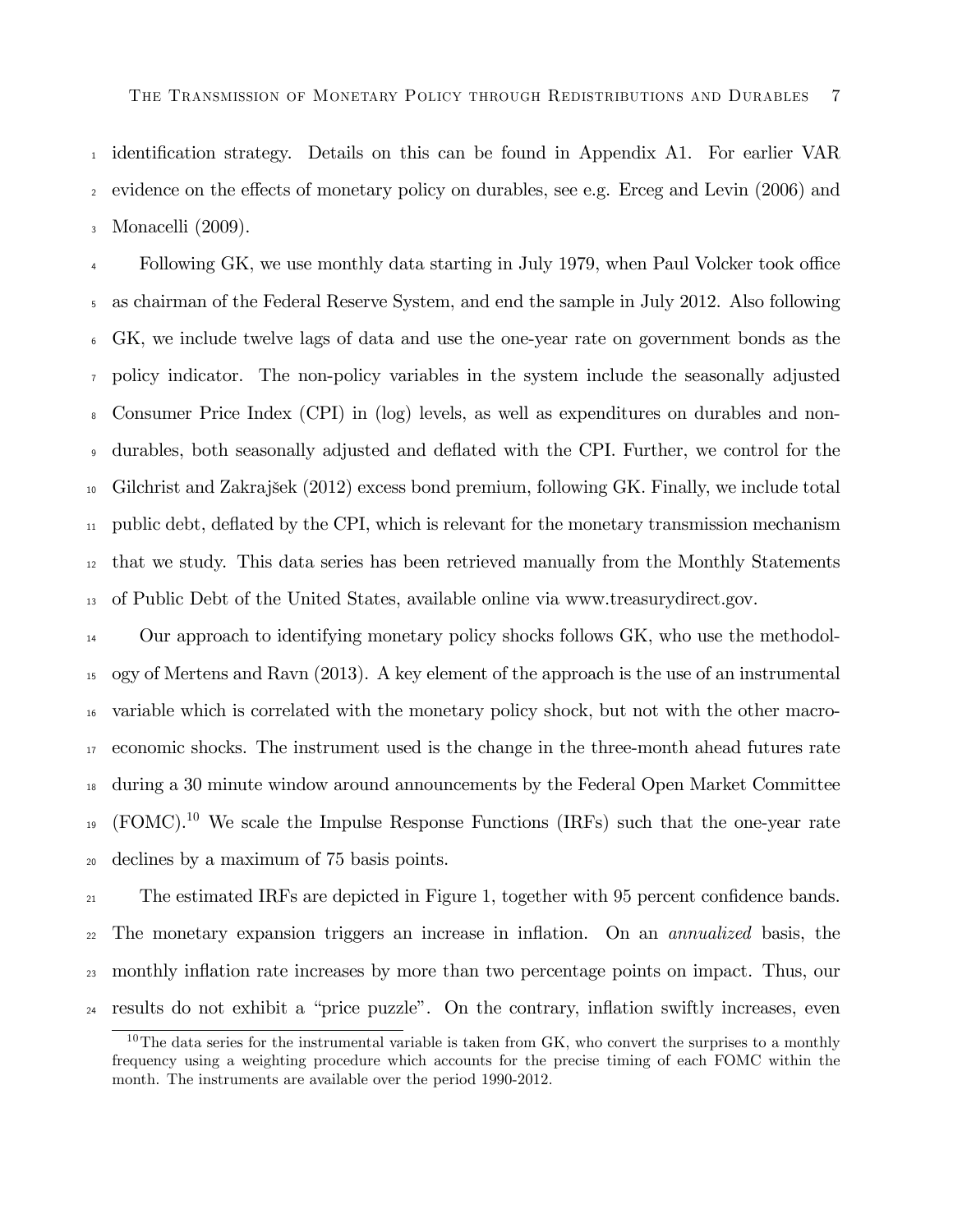identification strategy. Details on this can be found in Appendix A1. For earlier VAR evidence on the effects of monetary policy on durables, see e.g. Erceg and Levin (2006) and Monacelli (2009).

Following GK, we use monthly data starting in July 1979, when Paul Volcker took office as chairman of the Federal Reserve System, and end the sample in July 2012. Also following GK, we include twelve lags of data and use the one-year rate on government bonds as the policy indicator. The non-policy variables in the system include the seasonally adjusted Consumer Price Index (CPI) in (log) levels, as well as expenditures on durables and non-durables, both seasonally adjusted and deflated with the CPI. Further, we control for the Gilchrist and Zakrajšek (2012) excess bond premium, following GK. Finally, we include total public debt, deflated by the CPI, which is relevant for the monetary transmission mechanism that we study. This data series has been retrieved manually from the Monthly Statements of Public Debt of the United States, available online via www.treasurydirect.gov.

Our approach to identifying monetary policy shocks follows GK, who use the methodology of Mertens and Ravn (2013). A key element of the approach is the use of an instrumental variable which is correlated with the monetary policy shock, but not with the other macroeconomic shocks. The instrument used is the change in the three-month ahead futures rate during a 30 minute window around announcements by the Federal Open Market Committee (FOMC).[10] We scale the Impulse Response Functions (IRFs) such that the one-year rate declines by a maximum of 75 basis points.

The estimated IRFs are depicted in Figure 1, together with 95 percent confidence bands. The monetary expansion triggers an increase in inflation. On an *annualized* basis, the monthly inflation rate increases by more than two percentage points on impact. Thus, our results do not exhibit a "price puzzle". On the contrary, inflation swiftly increases, even

[10] The data series for the instrumental variable is taken from GK, who convert the surprises to a monthly frequency using a weighting procedure which accounts for the precise timing of each FOMC within the month. The instruments are available over the period 1990-2012.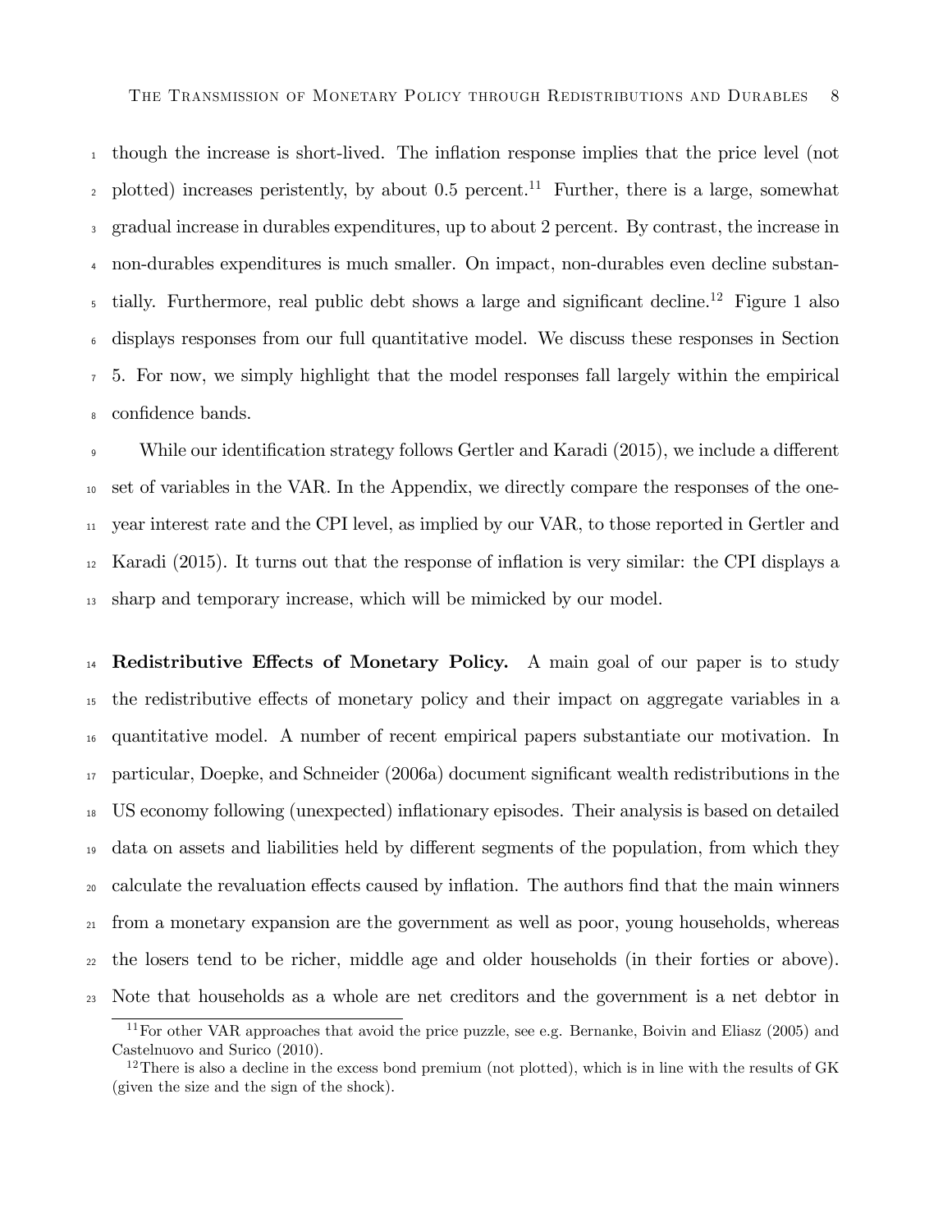though the increase is short-lived. The inflation response implies that the price level (not plotted) increases peristently, by about 0.5 percent.[11] Further, there is a large, somewhat gradual increase in durables expenditures, up to about 2 percent. By contrast, the increase in non-durables expenditures is much smaller. On impact, non-durables even decline substantially. Furthermore, real public debt shows a large and significant decline.[12] Figure 1 also displays responses from our full quantitative model. We discuss these responses in Section 5. For now, we simply highlight that the model responses fall largely within the empirical confidence bands.

While our identification strategy follows Gertler and Karadi (2015), we include a different set of variables in the VAR. In the Appendix, we directly compare the responses of the one-year interest rate and the CPI level, as implied by our VAR, to those reported in Gertler and Karadi (2015). It turns out that the response of inflation is very similar: the CPI displays a sharp and temporary increase, which will be mimicked by our model.

**Redistributive Effects of Monetary Policy.** A main goal of our paper is to study the redistributive effects of monetary policy and their impact on aggregate variables in a quantitative model. A number of recent empirical papers substantiate our motivation. In particular, Doepke, and Schneider (2006a) document significant wealth redistributions in the US economy following (unexpected) inflationary episodes. Their analysis is based on detailed data on assets and liabilities held by different segments of the population, from which they calculate the revaluation effects caused by inflation. The authors find that the main winners from a monetary expansion are the government as well as poor, young households, whereas the losers tend to be richer, middle age and older households (in their forties or above). Note that households as a whole are net creditors and the government is a net debtor in

[11] For other VAR approaches that avoid the price puzzle, see e.g. Bernanke, Boivin and Eliasz (2005) and Castelnuovo and Surico (2010).

[12] There is also a decline in the excess bond premium (not plotted), which is in line with the results of GK (given the size and the sign of the shock).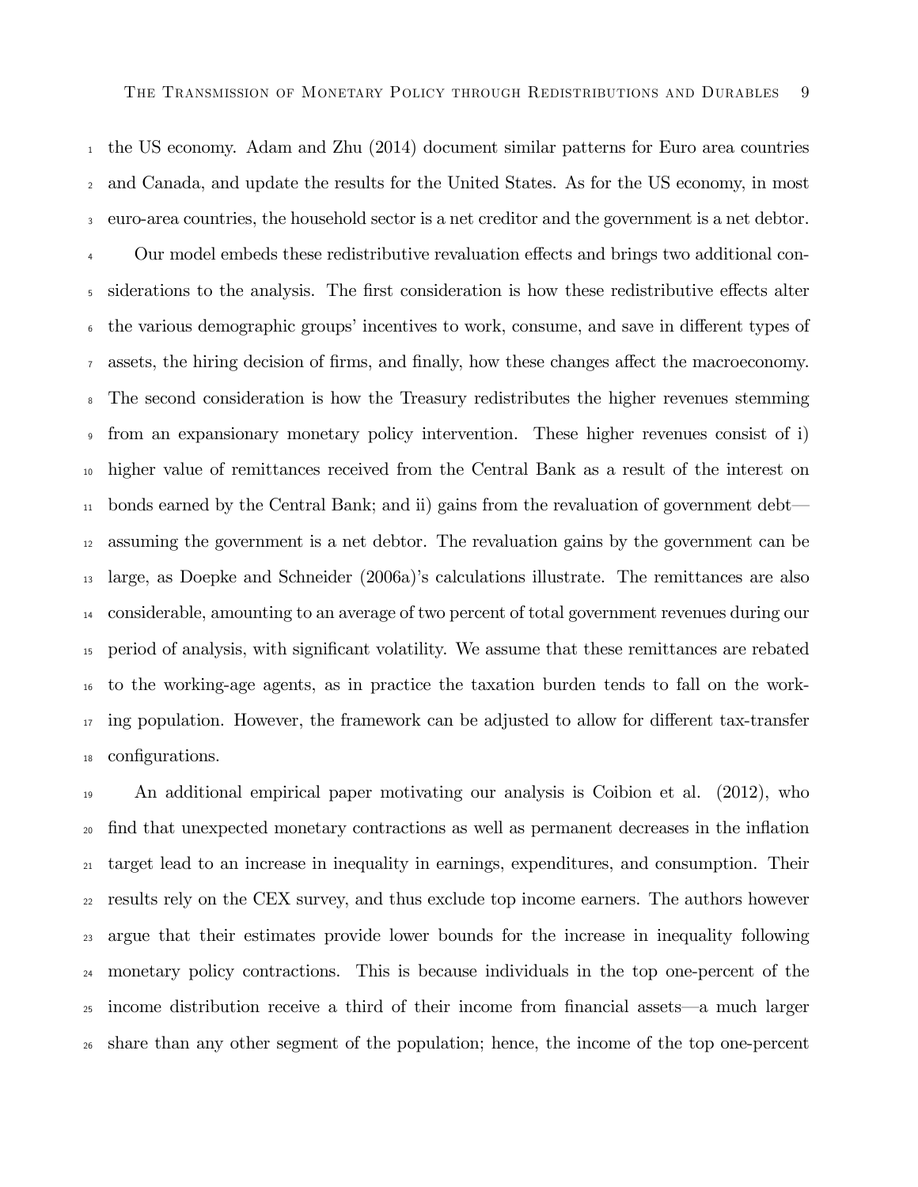the US economy. Adam and Zhu (2014) document similar patterns for Euro area countries and Canada, and update the results for the United States. As for the US economy, in most euro-area countries, the household sector is a net creditor and the government is a net debtor.

Our model embeds these redistributive revaluation effects and brings two additional considerations to the analysis. The first consideration is how these redistributive effects alter the various demographic groups' incentives to work, consume, and save in different types of assets, the hiring decision of firms, and finally, how these changes affect the macroeconomy. The second consideration is how the Treasury redistributes the higher revenues stemming from an expansionary monetary policy intervention. These higher revenues consist of i) higher value of remittances received from the Central Bank as a result of the interest on bonds earned by the Central Bank; and ii) gains from the revaluation of government debt—assuming the government is a net debtor. The revaluation gains by the government can be large, as Doepke and Schneider (2006a)'s calculations illustrate. The remittances are also considerable, amounting to an average of two percent of total government revenues during our period of analysis, with significant volatility. We assume that these remittances are rebated to the working-age agents, as in practice the taxation burden tends to fall on the working population. However, the framework can be adjusted to allow for different tax-transfer configurations.

An additional empirical paper motivating our analysis is Coibion et al. (2012), who find that unexpected monetary contractions as well as permanent decreases in the inflation target lead to an increase in inequality in earnings, expenditures, and consumption. Their results rely on the CEX survey, and thus exclude top income earners. The authors however argue that their estimates provide lower bounds for the increase in inequality following monetary policy contractions. This is because individuals in the top one-percent of the income distribution receive a third of their income from financial assets—a much larger share than any other segment of the population; hence, the income of the top one-percent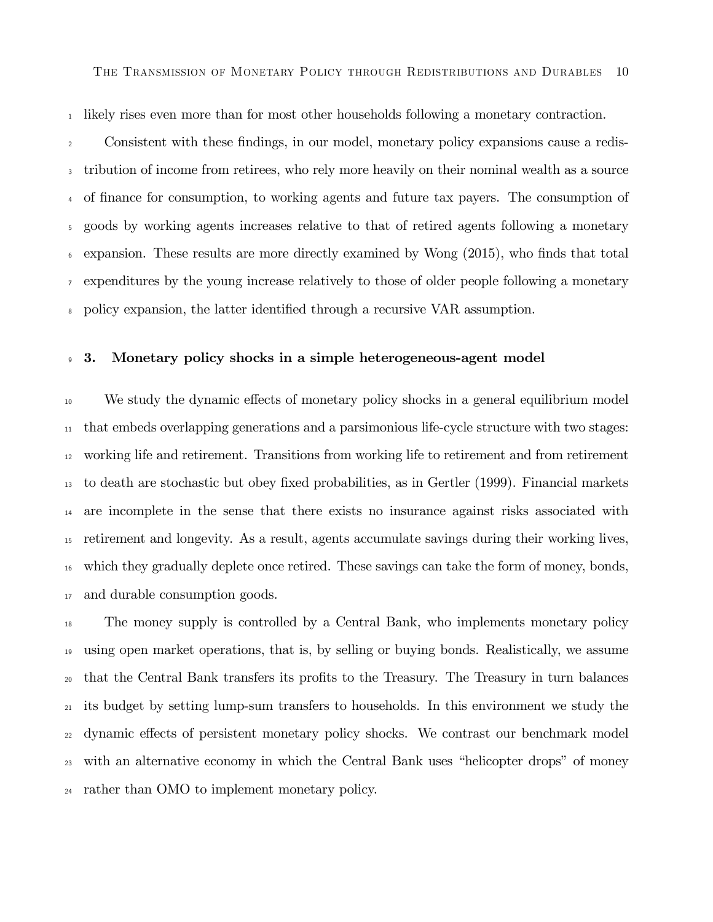likely rises even more than for most other households following a monetary contraction.

Consistent with these findings, in our model, monetary policy expansions cause a redistribution of income from retirees, who rely more heavily on their nominal wealth as a source of finance for consumption, to working agents and future tax payers. The consumption of goods by working agents increases relative to that of retired agents following a monetary expansion. These results are more directly examined by Wong (2015), who finds that total expenditures by the young increase relatively to those of older people following a monetary policy expansion, the latter identified through a recursive VAR assumption.

## 3. Monetary policy shocks in a simple heterogeneous-agent model

We study the dynamic effects of monetary policy shocks in a general equilibrium model that embeds overlapping generations and a parsimonious life-cycle structure with two stages: working life and retirement. Transitions from working life to retirement and from retirement to death are stochastic but obey fixed probabilities, as in Gertler (1999). Financial markets are incomplete in the sense that there exists no insurance against risks associated with retirement and longevity. As a result, agents accumulate savings during their working lives, which they gradually deplete once retired. These savings can take the form of money, bonds, and durable consumption goods.

The money supply is controlled by a Central Bank, who implements monetary policy using open market operations, that is, by selling or buying bonds. Realistically, we assume that the Central Bank transfers its profits to the Treasury. The Treasury in turn balances its budget by setting lump-sum transfers to households. In this environment we study the dynamic effects of persistent monetary policy shocks. We contrast our benchmark model with an alternative economy in which the Central Bank uses "helicopter drops" of money rather than OMO to implement monetary policy.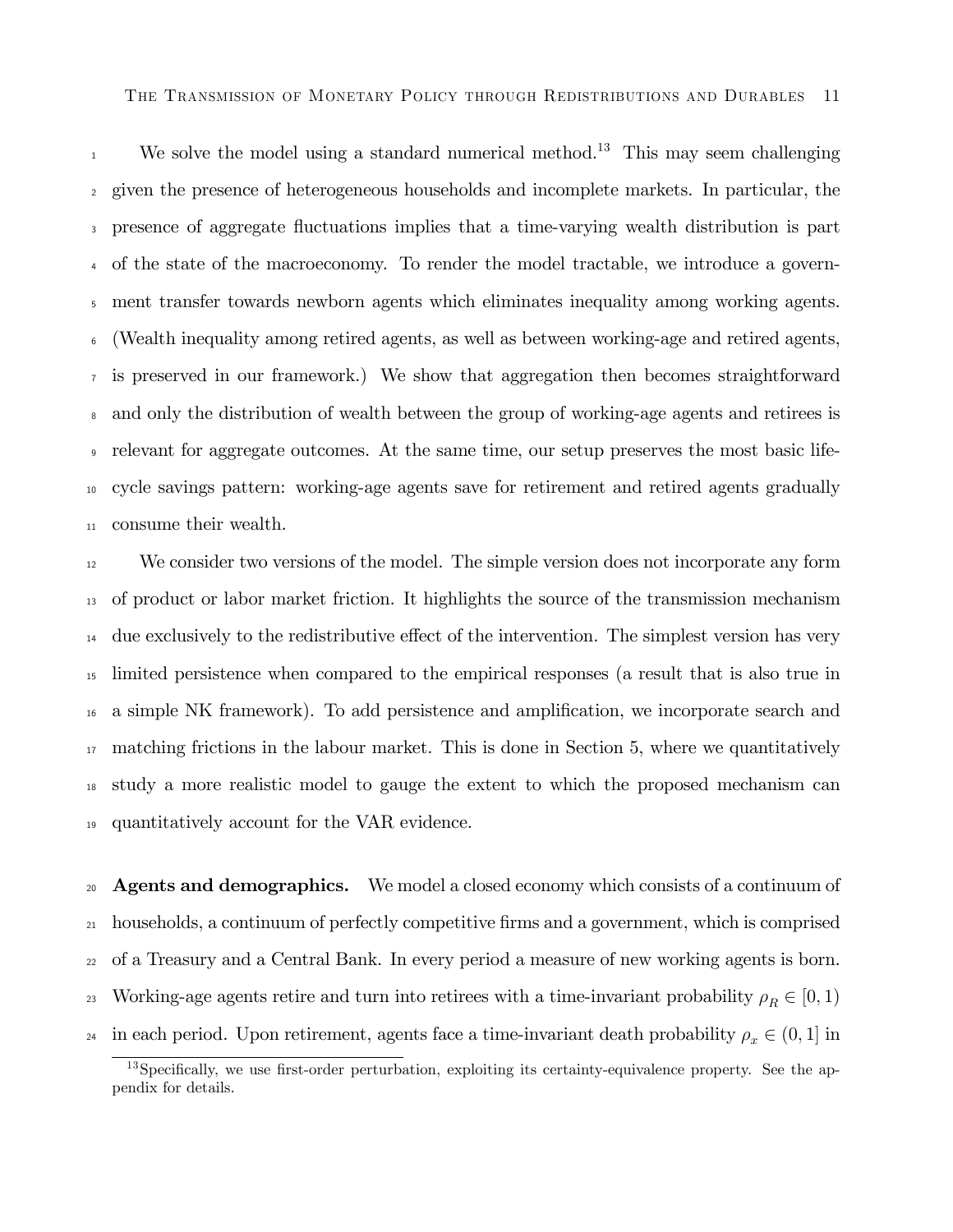We solve the model using a standard numerical method.[13] This may seem challenging given the presence of heterogeneous households and incomplete markets. In particular, the presence of aggregate fluctuations implies that a time-varying wealth distribution is part of the state of the macroeconomy. To render the model tractable, we introduce a government transfer towards newborn agents which eliminates inequality among working agents. (Wealth inequality among retired agents, as well as between working-age and retired agents, is preserved in our framework.) We show that aggregation then becomes straightforward and only the distribution of wealth between the group of working-age agents and retirees is relevant for aggregate outcomes. At the same time, our setup preserves the most basic life-cycle savings pattern: working-age agents save for retirement and retired agents gradually consume their wealth.

We consider two versions of the model. The simple version does not incorporate any form of product or labor market friction. It highlights the source of the transmission mechanism due exclusively to the redistributive effect of the intervention. The simplest version has very limited persistence when compared to the empirical responses (a result that is also true in a simple NK framework). To add persistence and amplification, we incorporate search and matching frictions in the labour market. This is done in Section 5, where we quantitatively study a more realistic model to gauge the extent to which the proposed mechanism can quantitatively account for the VAR evidence.

**Agents and demographics.** We model a closed economy which consists of a continuum of households, a continuum of perfectly competitive firms and a government, which is comprised of a Treasury and a Central Bank. In every period a measure of new working agents is born. Working-age agents retire and turn into retirees with a time-invariant probability $\rho_R \in [0, 1)$ in each period. Upon retirement, agents face a time-invariant death probability $\rho_x \in (0, 1]$ in

[13] Specifically, we use first-order perturbation, exploiting its certainty-equivalence property. See the appendix for details.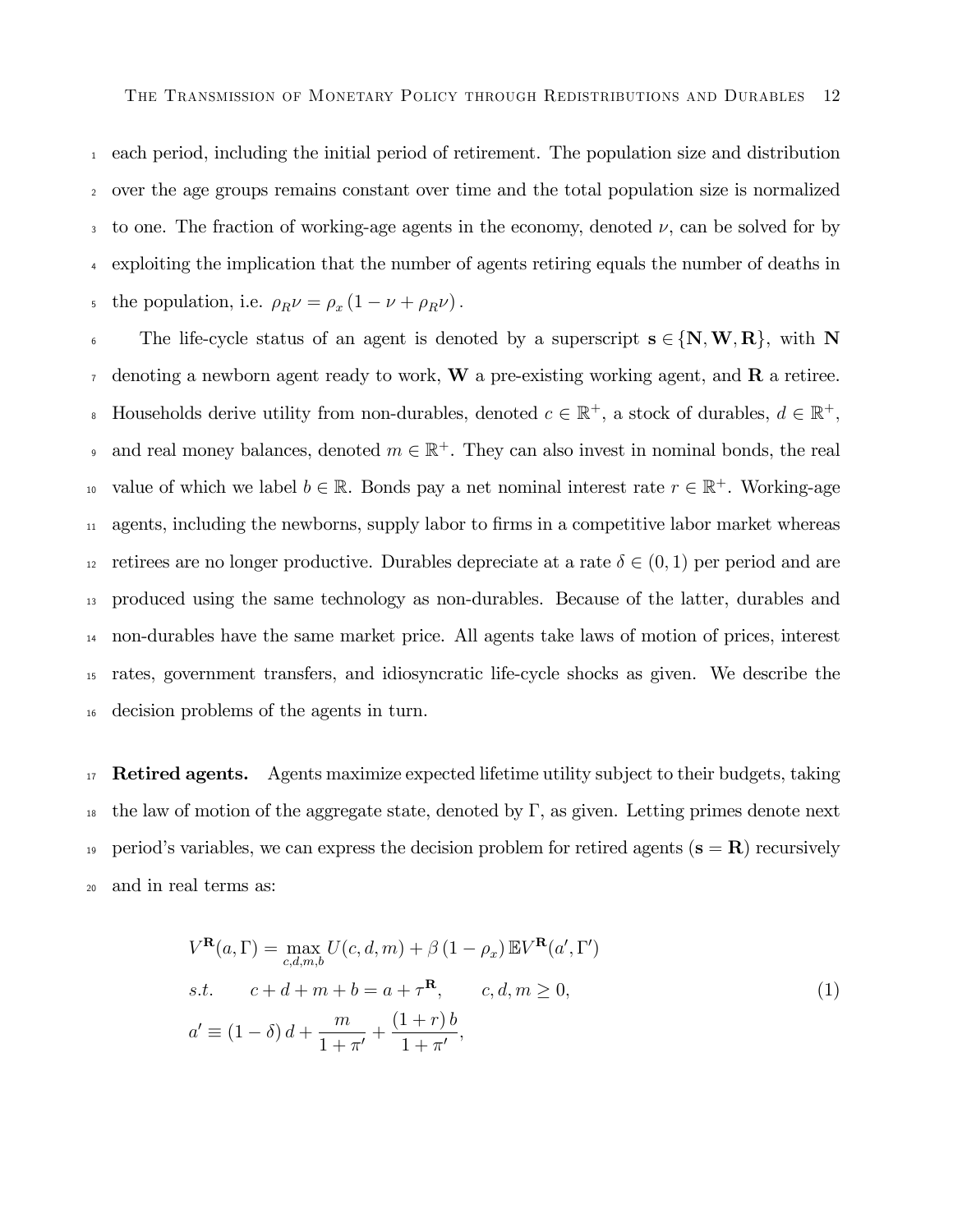each period, including the initial period of retirement. The population size and distribution over the age groups remains constant over time and the total population size is normalized to one. The fraction of working-age agents in the economy, denoted $\nu$, can be solved for by exploiting the implication that the number of agents retiring equals the number of deaths in the population, i.e. $\rho_R \nu = \rho_x (1 - \nu + \rho_R \nu)$.

The life-cycle status of an agent is denoted by a superscript $\mathbf{s} \in \{\mathbf{N}, \mathbf{W}, \mathbf{R}\}$, with $\mathbf{N}$ denoting a newborn agent ready to work, $\mathbf{W}$ a pre-existing working agent, and $\mathbf{R}$ a retiree. Households derive utility from non-durables, denoted $c \in \mathbb{R}^+$, a stock of durables, $d \in \mathbb{R}^+$, and real money balances, denoted $m \in \mathbb{R}^+$. They can also invest in nominal bonds, the real value of which we label $b \in \mathbb{R}$. Bonds pay a net nominal interest rate $r \in \mathbb{R}^+$. Working-age agents, including the newborns, supply labor to firms in a competitive labor market whereas retirees are no longer productive. Durables depreciate at a rate $\delta \in (0,1)$ per period and are produced using the same technology as non-durables. Because of the latter, durables and non-durables have the same market price. All agents take laws of motion of prices, interest rates, government transfers, and idiosyncratic life-cycle shocks as given. We describe the decision problems of the agents in turn.

**Retired agents.** Agents maximize expected lifetime utility subject to their budgets, taking the law of motion of the aggregate state, denoted by $\Gamma$, as given. Letting primes denote next period's variables, we can express the decision problem for retired agents ($\mathbf{s} = \mathbf{R}$) recursively and in real terms as:

$$
\begin{aligned}
& V^{\mathbf{R}}(a, \Gamma) = \max_{c,d,m,b} U(c,d,m) + \beta (1 - \rho_x) \mathbb{E} V^{\mathbf{R}}(a', \Gamma') \\
& s.t. \qquad c + d + m + b = a + \tau^{\mathbf{R}}, \qquad c, d, m \geq 0, \\
& a' \equiv (1 - \delta) d + \frac{m}{1 + \pi'} + \frac{(1 + r) b}{1 + \pi'},
\end{aligned}
\tag{1}
$$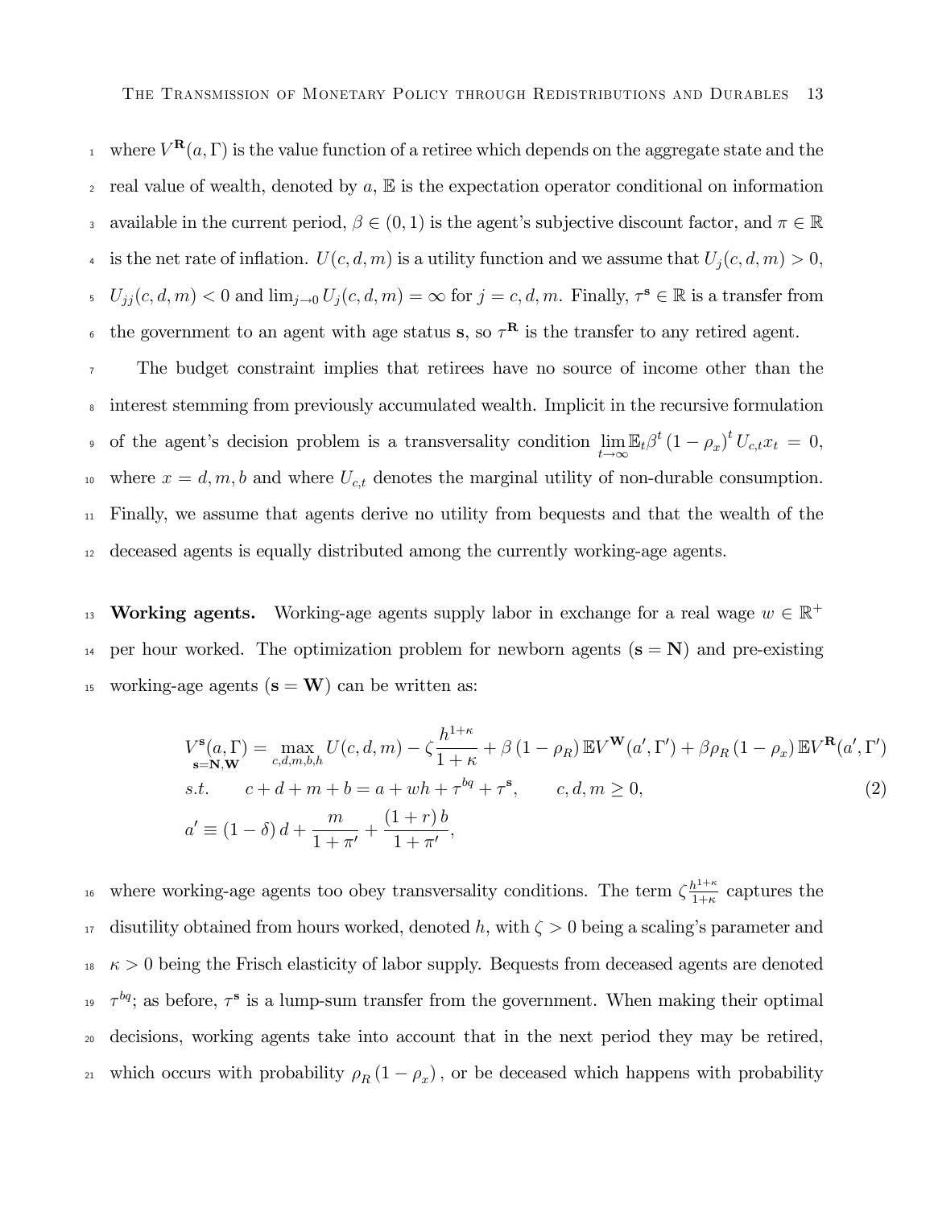where $V^{\mathbf{R}}(a, \Gamma)$ is the value function of a retiree which depends on the aggregate state and the real value of wealth, denoted by $a$, $\mathbb{E}$ is the expectation operator conditional on information available in the current period, $\beta \in (0,1)$ is the agent's subjective discount factor, and $\pi \in \mathbb{R}$ is the net rate of inflation. $U(c, d, m)$ is a utility function and we assume that $U_j(c, d, m) > 0$, $U_{jj}(c, d, m) < 0$ and $\lim_{j \to 0} U_j(c, d, m) = \infty$ for $j = c, d, m$. Finally, $\tau^{\mathbf{s}} \in \mathbb{R}$ is a transfer from the government to an agent with age status $\mathbf{s}$, so $\tau^{\mathbf{R}}$ is the transfer to any retired agent.

The budget constraint implies that retirees have no source of income other than the interest stemming from previously accumulated wealth. Implicit in the recursive formulation of the agent's decision problem is a transversality condition $\lim_{t \to \infty} \mathbb{E}_t \beta^t (1 - \rho_x)^t U_{c,t} x_t = 0$, where $x = d, m, b$ and where $U_{c,t}$ denotes the marginal utility of non-durable consumption. Finally, we assume that agents derive no utility from bequests and that the wealth of the deceased agents is equally distributed among the currently working-age agents.

**Working agents.** Working-age agents supply labor in exchange for a real wage $w \in \mathbb{R}^+$ per hour worked. The optimization problem for newborn agents ($\mathbf{s} = \mathbf{N}$) and pre-existing working-age agents ($\mathbf{s} = \mathbf{W}$) can be written as:

$$
\begin{aligned}
V^{\mathbf{s}}_{\mathbf{s}=\mathbf{N},\mathbf{W}}(a, \Gamma) &= \max_{c,d,m,b,h} U(c, d, m) - \zeta \frac{h^{1+\kappa}}{1+\kappa} + \beta (1 - \rho_R) \mathbb{E} V^{\mathbf{W}}(a', \Gamma') + \beta \rho_R (1 - \rho_x) \mathbb{E} V^{\mathbf{R}}(a', \Gamma') \\
s.t. \qquad & c + d + m + b = a + wh + \tau^{bq} + \tau^{\mathbf{s}}, \qquad c, d, m \geq 0, \\
a' &\equiv (1 - \delta) d + \frac{m}{1 + \pi'} + \frac{(1 + r) b}{1 + \pi'},
\end{aligned}
\tag{2}
$$

where working-age agents too obey transversality conditions. The term $\zeta \frac{h^{1+\kappa}}{1+\kappa}$ captures the disutility obtained from hours worked, denoted $h$, with $\zeta > 0$ being a scaling's parameter and $\kappa > 0$ being the Frisch elasticity of labor supply. Bequests from deceased agents are denoted $\tau^{bq}$; as before, $\tau^{\mathbf{s}}$ is a lump-sum transfer from the government. When making their optimal decisions, working agents take into account that in the next period they may be retired, which occurs with probability $\rho_R (1 - \rho_x)$, or be deceased which happens with probability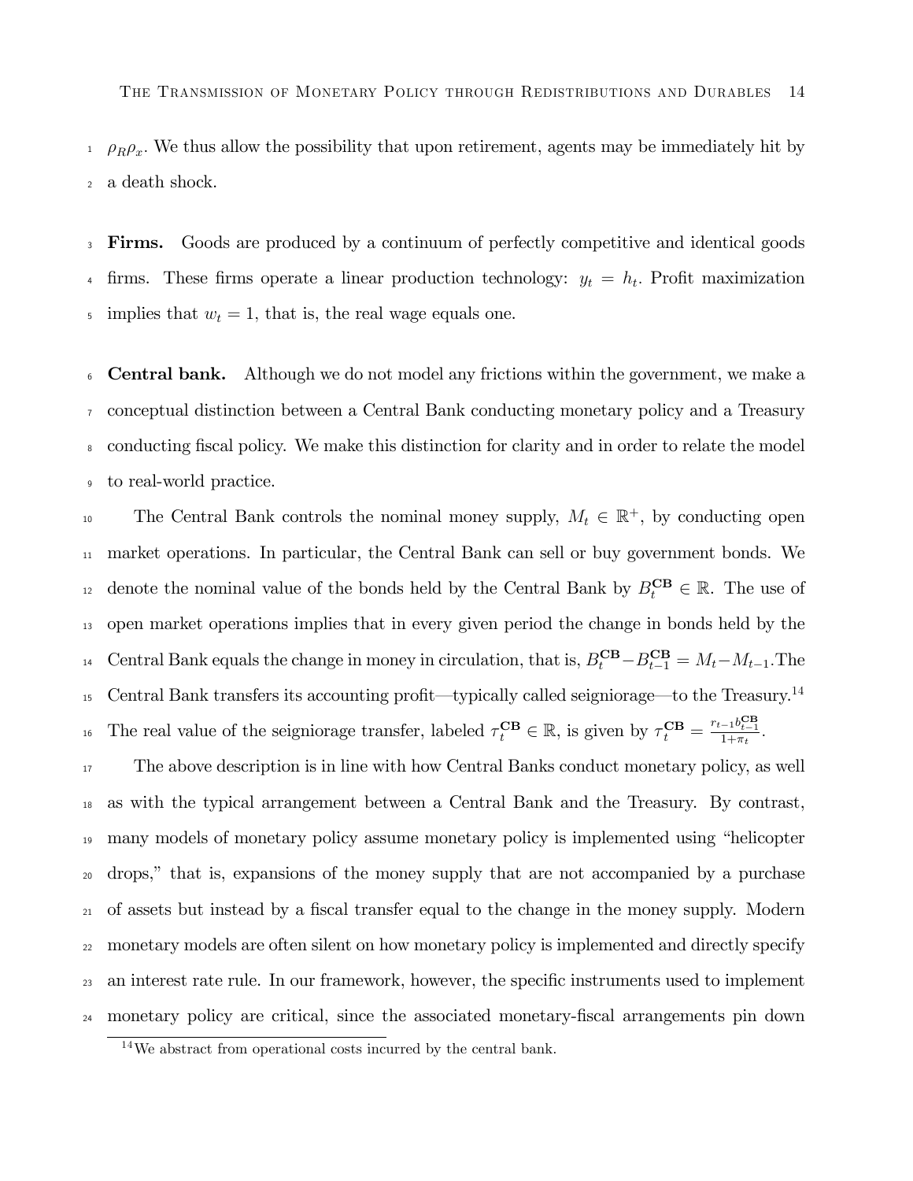$\rho_R \rho_x$. We thus allow the possibility that upon retirement, agents may be immediately hit by a death shock.

**Firms.** Goods are produced by a continuum of perfectly competitive and identical goods firms. These firms operate a linear production technology: $y_t = h_t$. Profit maximization implies that $w_t = 1$, that is, the real wage equals one.

**Central bank.** Although we do not model any frictions within the government, we make a conceptual distinction between a Central Bank conducting monetary policy and a Treasury conducting fiscal policy. We make this distinction for clarity and in order to relate the model to real-world practice.

The Central Bank controls the nominal money supply, $M_t \in \mathbb{R}^+$, by conducting open market operations. In particular, the Central Bank can sell or buy government bonds. We denote the nominal value of the bonds held by the Central Bank by $B_t^{\mathbf{CB}} \in \mathbb{R}$. The use of open market operations implies that in every given period the change in bonds held by the Central Bank equals the change in money in circulation, that is, $B_t^{\mathbf{CB}} - B_{t-1}^{\mathbf{CB}} = M_t - M_{t-1}$.The Central Bank transfers its accounting profit—typically called seigniorage—to the Treasury.[14] The real value of the seigniorage transfer, labeled $\tau_t^{\mathbf{CB}} \in \mathbb{R}$, is given by $\tau_t^{\mathbf{CB}} = \frac{r_{t-1} b_{t-1}^{\mathbf{CB}}}{1+\pi_t}$.

The above description is in line with how Central Banks conduct monetary policy, as well as with the typical arrangement between a Central Bank and the Treasury. By contrast, many models of monetary policy assume monetary policy is implemented using "helicopter drops," that is, expansions of the money supply that are not accompanied by a purchase of assets but instead by a fiscal transfer equal to the change in the money supply. Modern monetary models are often silent on how monetary policy is implemented and directly specify an interest rate rule. In our framework, however, the specific instruments used to implement monetary policy are critical, since the associated monetary-fiscal arrangements pin down

[14] We abstract from operational costs incurred by the central bank.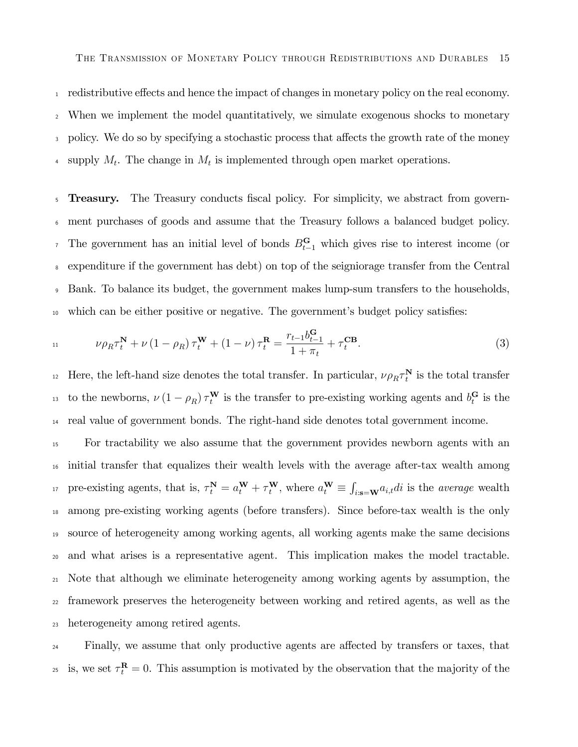redistributive effects and hence the impact of changes in monetary policy on the real economy. When we implement the model quantitatively, we simulate exogenous shocks to monetary policy. We do so by specifying a stochastic process that affects the growth rate of the money supply $M_t$. The change in $M_t$ is implemented through open market operations.

**Treasury.** The Treasury conducts fiscal policy. For simplicity, we abstract from government purchases of goods and assume that the Treasury follows a balanced budget policy. The government has an initial level of bonds $B^{\mathbf{G}}_{t-1}$ which gives rise to interest income (or expenditure if the government has debt) on top of the seigniorage transfer from the Central Bank. To balance its budget, the government makes lump-sum transfers to the households, which can be either positive or negative. The government's budget policy satisfies:

$$\nu \rho_R \tau^{\mathbf{N}}_t + \nu \left(1 - \rho_R\right) \tau^{\mathbf{W}}_t + \left(1 - \nu\right) \tau^{\mathbf{R}}_t = \frac{r_{t-1} b^{\mathbf{G}}_{t-1}}{1 + \pi_t} + \tau^{\mathbf{CB}}_t. \tag{3}$$

Here, the left-hand size denotes the total transfer. In particular, $\nu \rho_R \tau^{\mathbf{N}}_t$ is the total transfer to the newborns, $\nu \left(1 - \rho_R\right) \tau^{\mathbf{W}}_t$ is the transfer to pre-existing working agents and $b^{\mathbf{G}}_t$ is the real value of government bonds. The right-hand side denotes total government income.

For tractability we also assume that the government provides newborn agents with an initial transfer that equalizes their wealth levels with the average after-tax wealth among pre-existing agents, that is, $\tau^{\mathbf{N}}_t = a^{\mathbf{W}}_t + \tau^{\mathbf{W}}_t$, where $a^{\mathbf{W}}_t \equiv \int_{i:\mathbf{s}=\mathbf{W}} a_{i,t} di$ is the *average* wealth among pre-existing working agents (before transfers). Since before-tax wealth is the only source of heterogeneity among working agents, all working agents make the same decisions and what arises is a representative agent. This implication makes the model tractable. Note that although we eliminate heterogeneity among working agents by assumption, the framework preserves the heterogeneity between working and retired agents, as well as the heterogeneity among retired agents.

Finally, we assume that only productive agents are affected by transfers or taxes, that is, we set $\tau^{\mathbf{R}}_t = 0$. This assumption is motivated by the observation that the majority of the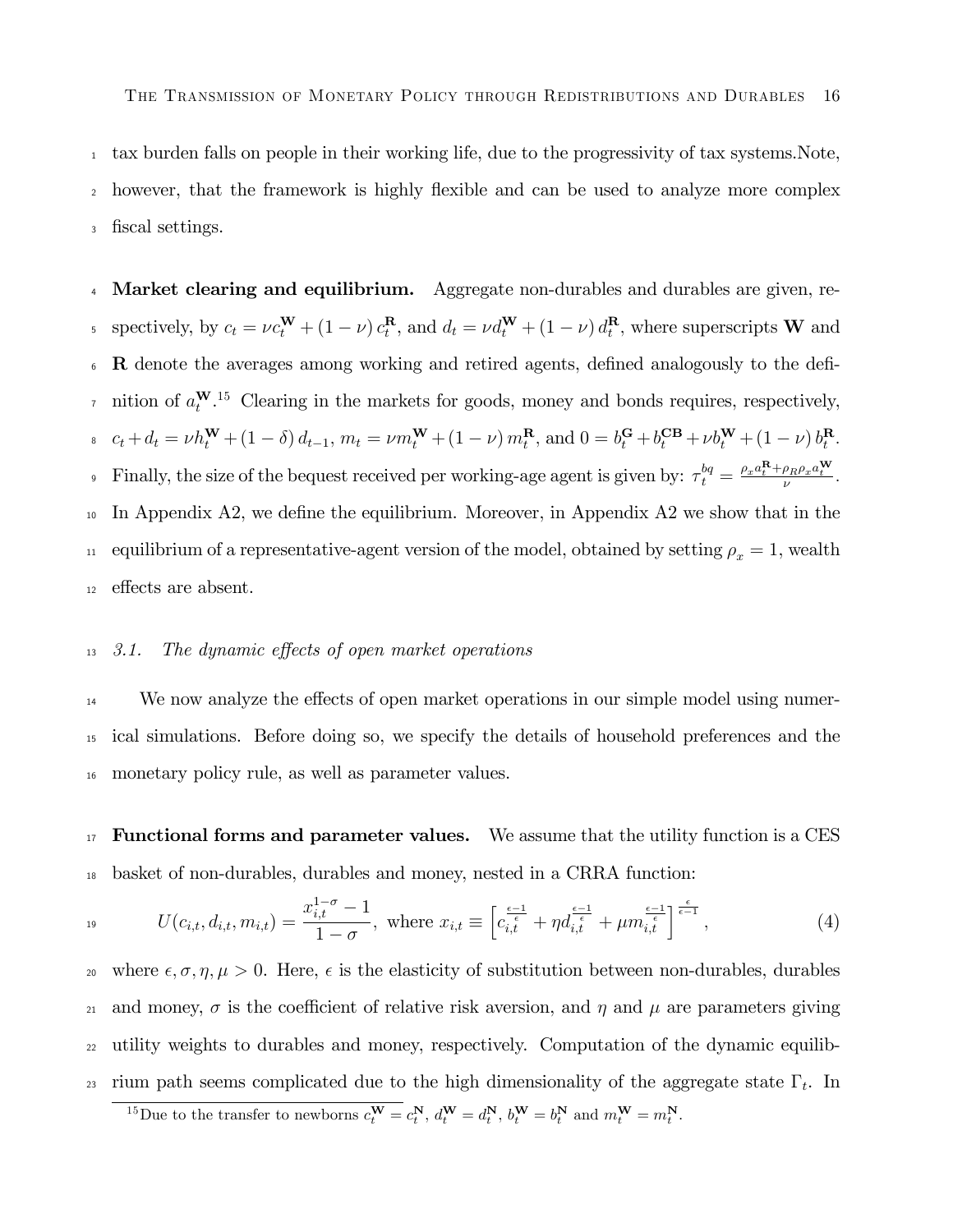tax burden falls on people in their working life, due to the progressivity of tax systems.Note, however, that the framework is highly flexible and can be used to analyze more complex fiscal settings.

**Market clearing and equilibrium.** Aggregate non-durables and durables are given, respectively, by $c_t = \nu c_t^{\mathbf{W}} + (1-\nu)\, c_t^{\mathbf{R}}$, and $d_t = \nu d_t^{\mathbf{W}} + (1-\nu)\, d_t^{\mathbf{R}}$, where superscripts $\mathbf{W}$ and $\mathbf{R}$ denote the averages among working and retired agents, defined analogously to the definition of $a_t^{\mathbf{W}}$.[15] Clearing in the markets for goods, money and bonds requires, respectively, $c_t + d_t = \nu h_t^{\mathbf{W}} + (1-\delta)\, d_{t-1}$, $m_t = \nu m_t^{\mathbf{W}} + (1-\nu)\, m_t^{\mathbf{R}}$, and $0 = b_t^{\mathbf{G}} + b_t^{\mathbf{CB}} + \nu b_t^{\mathbf{W}} + (1-\nu)\, b_t^{\mathbf{R}}$. Finally, the size of the bequest received per working-age agent is given by: $\tau_t^{bq} = \frac{\rho_x a_t^{\mathbf{R}} + \rho_R \rho_x a_t^{\mathbf{W}}}{\nu}$. In Appendix A2, we define the equilibrium. Moreover, in Appendix A2 we show that in the equilibrium of a representative-agent version of the model, obtained by setting $\rho_x = 1$, wealth effects are absent.

### 3.1. *The dynamic effects of open market operations*

We now analyze the effects of open market operations in our simple model using numerical simulations. Before doing so, we specify the details of household preferences and the monetary policy rule, as well as parameter values.

**Functional forms and parameter values.** We assume that the utility function is a CES basket of non-durables, durables and money, nested in a CRRA function:

$$U(c_{i,t}, d_{i,t}, m_{i,t}) = \frac{x_{i,t}^{1-\sigma} - 1}{1-\sigma}, \text{ where } x_{i,t} \equiv \left[ c_{i,t}^{\frac{\epsilon-1}{\epsilon}} + \eta d_{i,t}^{\frac{\epsilon-1}{\epsilon}} + \mu m_{i,t}^{\frac{\epsilon-1}{\epsilon}} \right]^{\frac{\epsilon}{\epsilon-1}}, \tag{4}$$

where $\epsilon, \sigma, \eta, \mu > 0$. Here, $\epsilon$ is the elasticity of substitution between non-durables, durables and money, $\sigma$ is the coefficient of relative risk aversion, and $\eta$ and $\mu$ are parameters giving utility weights to durables and money, respectively. Computation of the dynamic equilibrium path seems complicated due to the high dimensionality of the aggregate state $\Gamma_t$. In

[15] Due to the transfer to newborns $c_t^{\mathbf{W}} = c_t^{\mathbf{N}}$, $d_t^{\mathbf{W}} = d_t^{\mathbf{N}}$, $b_t^{\mathbf{W}} = b_t^{\mathbf{N}}$ and $m_t^{\mathbf{W}} = m_t^{\mathbf{N}}$.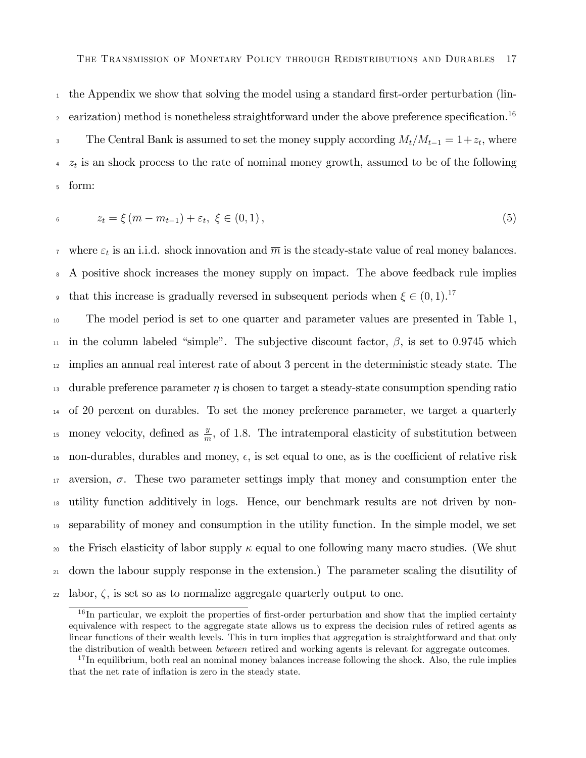the Appendix we show that solving the model using a standard first-order perturbation (linearization) method is nonetheless straightforward under the above preference specification.[16]

The Central Bank is assumed to set the money supply according $M_t/M_{t-1} = 1 + z_t$, where $z_t$ is an shock process to the rate of nominal money growth, assumed to be of the following form:

$$z_t = \xi \left( \overline{m} - m_{t-1} \right) + \varepsilon_t, \; \xi \in (0, 1), \tag{5}$$

where $\varepsilon_t$ is an i.i.d. shock innovation and $\overline{m}$ is the steady-state value of real money balances. A positive shock increases the money supply on impact. The above feedback rule implies that this increase is gradually reversed in subsequent periods when $\xi \in (0, 1)$.[17]

The model period is set to one quarter and parameter values are presented in Table 1, in the column labeled "simple". The subjective discount factor, $\beta$, is set to 0.9745 which implies an annual real interest rate of about 3 percent in the deterministic steady state. The durable preference parameter $\eta$ is chosen to target a steady-state consumption spending ratio of 20 percent on durables. To set the money preference parameter, we target a quarterly money velocity, defined as $\frac{y}{m}$, of 1.8. The intratemporal elasticity of substitution between non-durables, durables and money, $\epsilon$, is set equal to one, as is the coefficient of relative risk aversion, $\sigma$. These two parameter settings imply that money and consumption enter the utility function additively in logs. Hence, our benchmark results are not driven by non-separability of money and consumption in the utility function. In the simple model, we set the Frisch elasticity of labor supply $\kappa$ equal to one following many macro studies. (We shut down the labour supply response in the extension.) The parameter scaling the disutility of labor, $\zeta$, is set so as to normalize aggregate quarterly output to one.

[16] In particular, we exploit the properties of first-order perturbation and show that the implied certainty equivalence with respect to the aggregate state allows us to express the decision rules of retired agents as linear functions of their wealth levels. This in turn implies that aggregation is straightforward and that only the distribution of wealth between *between* retired and working agents is relevant for aggregate outcomes.

[17] In equilibrium, both real an nominal money balances increase following the shock. Also, the rule implies that the net rate of inflation is zero in the steady state.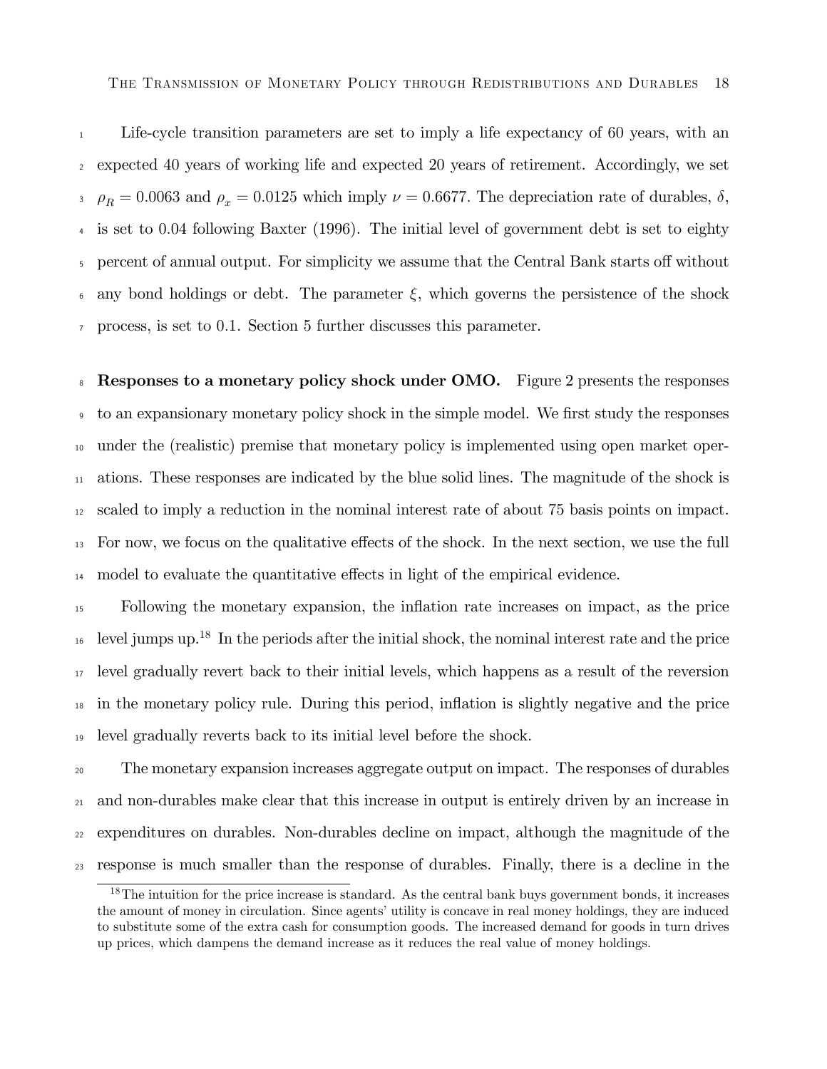Life-cycle transition parameters are set to imply a life expectancy of 60 years, with an expected 40 years of working life and expected 20 years of retirement. Accordingly, we set $\rho_R = 0.0063$ and $\rho_x = 0.0125$ which imply $\nu = 0.6677$. The depreciation rate of durables, $\delta$, is set to 0.04 following Baxter (1996). The initial level of government debt is set to eighty percent of annual output. For simplicity we assume that the Central Bank starts off without any bond holdings or debt. The parameter $\xi$, which governs the persistence of the shock process, is set to 0.1. Section 5 further discusses this parameter.

**Responses to a monetary policy shock under OMO.** Figure 2 presents the responses to an expansionary monetary policy shock in the simple model. We first study the responses under the (realistic) premise that monetary policy is implemented using open market operations. These responses are indicated by the blue solid lines. The magnitude of the shock is scaled to imply a reduction in the nominal interest rate of about 75 basis points on impact. For now, we focus on the qualitative effects of the shock. In the next section, we use the full model to evaluate the quantitative effects in light of the empirical evidence.

Following the monetary expansion, the inflation rate increases on impact, as the price level jumps up.[18] In the periods after the initial shock, the nominal interest rate and the price level gradually revert back to their initial levels, which happens as a result of the reversion in the monetary policy rule. During this period, inflation is slightly negative and the price level gradually reverts back to its initial level before the shock.

The monetary expansion increases aggregate output on impact. The responses of durables and non-durables make clear that this increase in output is entirely driven by an increase in expenditures on durables. Non-durables decline on impact, although the magnitude of the response is much smaller than the response of durables. Finally, there is a decline in the

[18] The intuition for the price increase is standard. As the central bank buys government bonds, it increases the amount of money in circulation. Since agents' utility is concave in real money holdings, they are induced to substitute some of the extra cash for consumption goods. The increased demand for goods in turn drives up prices, which dampens the demand increase as it reduces the real value of money holdings.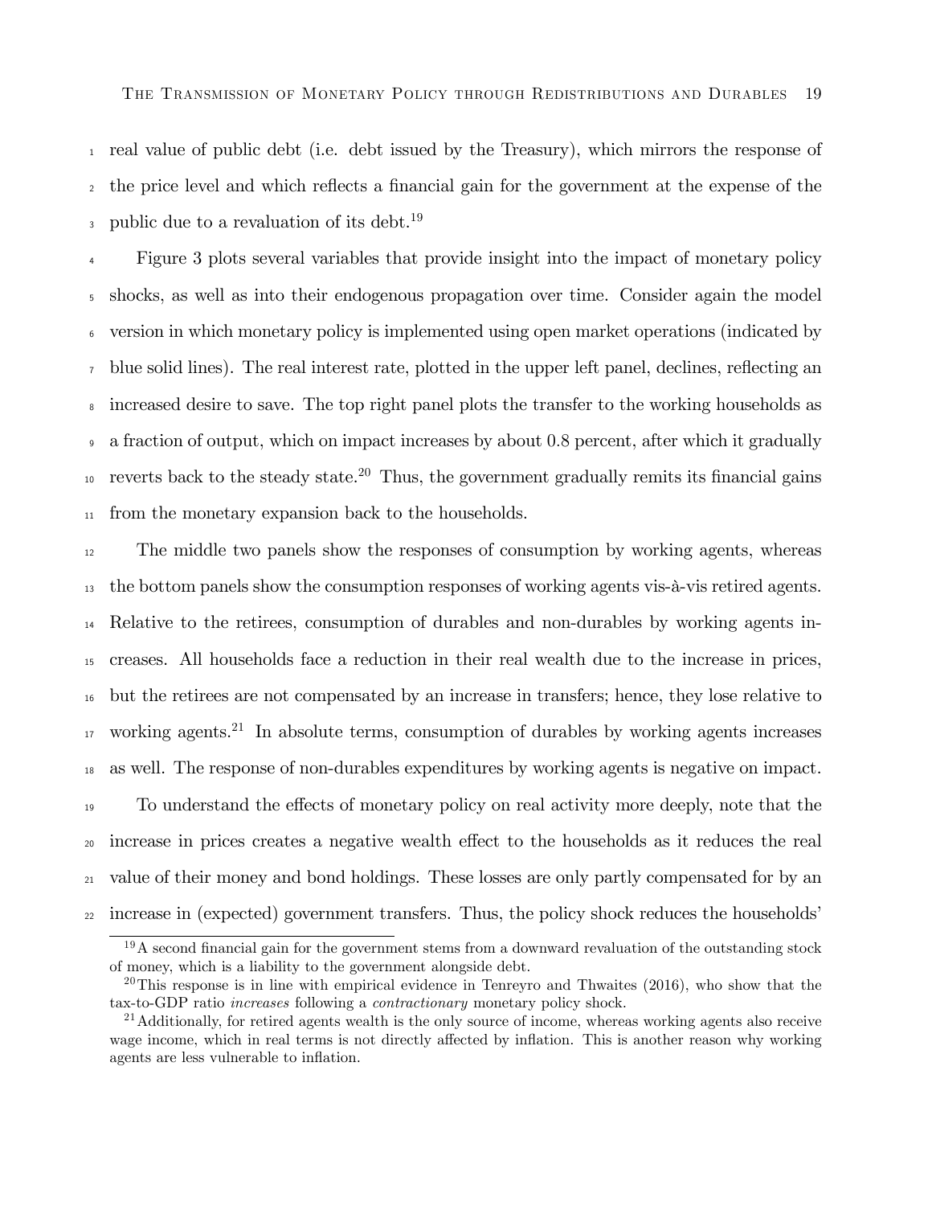real value of public debt (i.e. debt issued by the Treasury), which mirrors the response of the price level and which reflects a financial gain for the government at the expense of the public due to a revaluation of its debt.[19]

Figure 3 plots several variables that provide insight into the impact of monetary policy shocks, as well as into their endogenous propagation over time. Consider again the model version in which monetary policy is implemented using open market operations (indicated by blue solid lines). The real interest rate, plotted in the upper left panel, declines, reflecting an increased desire to save. The top right panel plots the transfer to the working households as a fraction of output, which on impact increases by about 0.8 percent, after which it gradually reverts back to the steady state.[20] Thus, the government gradually remits its financial gains from the monetary expansion back to the households.

The middle two panels show the responses of consumption by working agents, whereas the bottom panels show the consumption responses of working agents vis-à-vis retired agents. Relative to the retirees, consumption of durables and non-durables by working agents increases. All households face a reduction in their real wealth due to the increase in prices, but the retirees are not compensated by an increase in transfers; hence, they lose relative to working agents.[21] In absolute terms, consumption of durables by working agents increases as well. The response of non-durables expenditures by working agents is negative on impact.

To understand the effects of monetary policy on real activity more deeply, note that the increase in prices creates a negative wealth effect to the households as it reduces the real value of their money and bond holdings. These losses are only partly compensated for by an increase in (expected) government transfers. Thus, the policy shock reduces the households'

[19] A second financial gain for the government stems from a downward revaluation of the outstanding stock of money, which is a liability to the government alongside debt.

[20] This response is in line with empirical evidence in Tenreyro and Thwaites (2016), who show that the tax-to-GDP ratio *increases* following a *contractionary* monetary policy shock.

[21] Additionally, for retired agents wealth is the only source of income, whereas working agents also receive wage income, which in real terms is not directly affected by inflation. This is another reason why working agents are less vulnerable to inflation.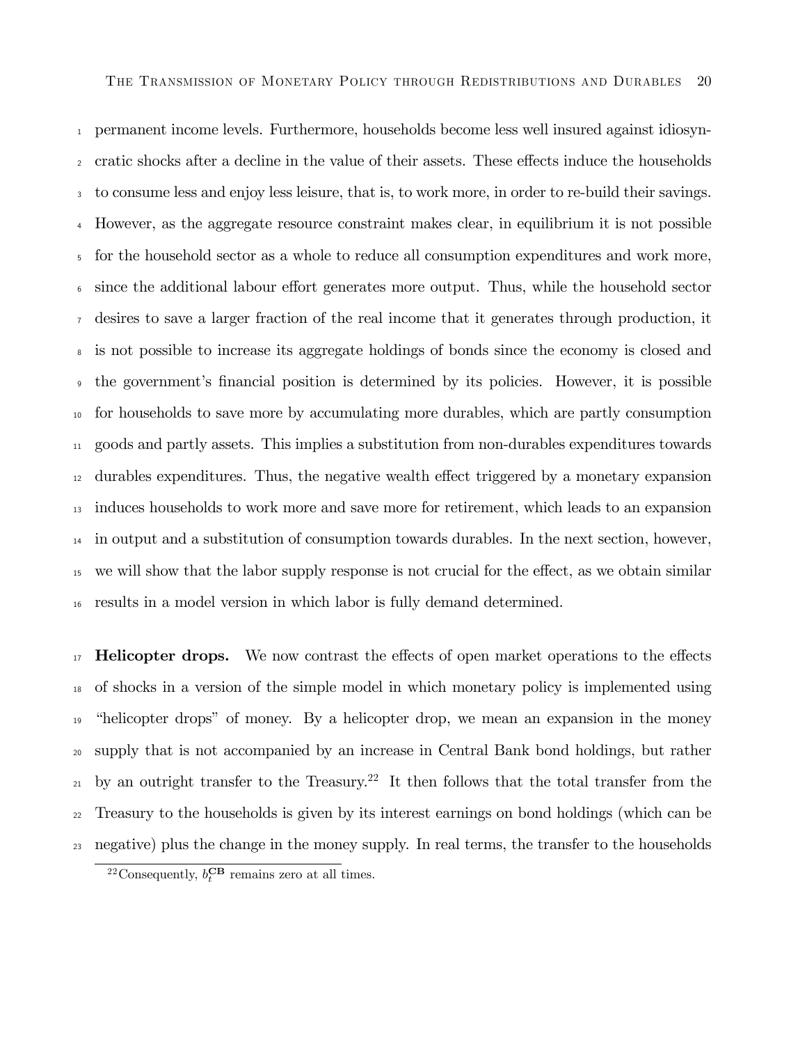permanent income levels. Furthermore, households become less well insured against idiosyncratic shocks after a decline in the value of their assets. These effects induce the households to consume less and enjoy less leisure, that is, to work more, in order to re-build their savings. However, as the aggregate resource constraint makes clear, in equilibrium it is not possible for the household sector as a whole to reduce all consumption expenditures and work more, since the additional labour effort generates more output. Thus, while the household sector desires to save a larger fraction of the real income that it generates through production, it is not possible to increase its aggregate holdings of bonds since the economy is closed and the government's financial position is determined by its policies. However, it is possible for households to save more by accumulating more durables, which are partly consumption goods and partly assets. This implies a substitution from non-durables expenditures towards durables expenditures. Thus, the negative wealth effect triggered by a monetary expansion induces households to work more and save more for retirement, which leads to an expansion in output and a substitution of consumption towards durables. In the next section, however, we will show that the labor supply response is not crucial for the effect, as we obtain similar results in a model version in which labor is fully demand determined.

**Helicopter drops.** We now contrast the effects of open market operations to the effects of shocks in a version of the simple model in which monetary policy is implemented using "helicopter drops" of money. By a helicopter drop, we mean an expansion in the money supply that is not accompanied by an increase in Central Bank bond holdings, but rather by an outright transfer to the Treasury.[22] It then follows that the total transfer from the Treasury to the households is given by its interest earnings on bond holdings (which can be negative) plus the change in the money supply. In real terms, the transfer to the households

[22]Consequently, $b_t^{\mathbf{CB}}$ remains zero at all times.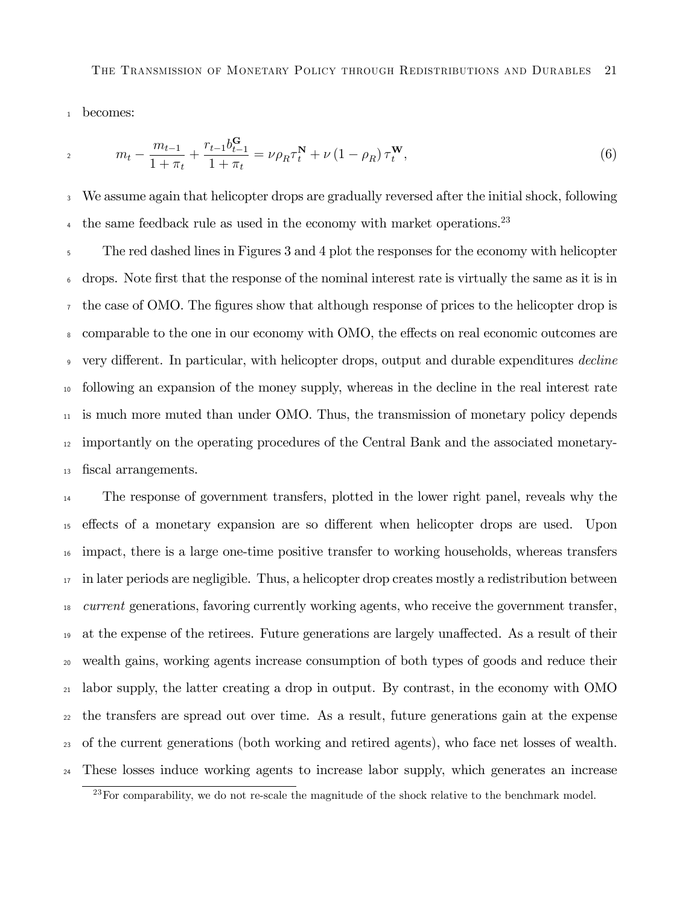becomes:

$$m_t - \frac{m_{t-1}}{1+\pi_t} + \frac{r_{t-1} b^{\mathbf{G}}_{t-1}}{1+\pi_t} = \nu \rho_R \tau^{\mathbf{N}}_t + \nu \left(1-\rho_R\right) \tau^{\mathbf{W}}_t, \tag{6}$$

We assume again that helicopter drops are gradually reversed after the initial shock, following the same feedback rule as used in the economy with market operations.[23]

The red dashed lines in Figures 3 and 4 plot the responses for the economy with helicopter drops. Note first that the response of the nominal interest rate is virtually the same as it is in the case of OMO. The figures show that although response of prices to the helicopter drop is comparable to the one in our economy with OMO, the effects on real economic outcomes are very different. In particular, with helicopter drops, output and durable expenditures *decline* following an expansion of the money supply, whereas in the decline in the real interest rate is much more muted than under OMO. Thus, the transmission of monetary policy depends importantly on the operating procedures of the Central Bank and the associated monetary-fiscal arrangements.

The response of government transfers, plotted in the lower right panel, reveals why the effects of a monetary expansion are so different when helicopter drops are used. Upon impact, there is a large one-time positive transfer to working households, whereas transfers in later periods are negligible. Thus, a helicopter drop creates mostly a redistribution between *current* generations, favoring currently working agents, who receive the government transfer, at the expense of the retirees. Future generations are largely unaffected. As a result of their wealth gains, working agents increase consumption of both types of goods and reduce their labor supply, the latter creating a drop in output. By contrast, in the economy with OMO the transfers are spread out over time. As a result, future generations gain at the expense of the current generations (both working and retired agents), who face net losses of wealth. These losses induce working agents to increase labor supply, which generates an increase

[23] For comparability, we do not re-scale the magnitude of the shock relative to the benchmark model.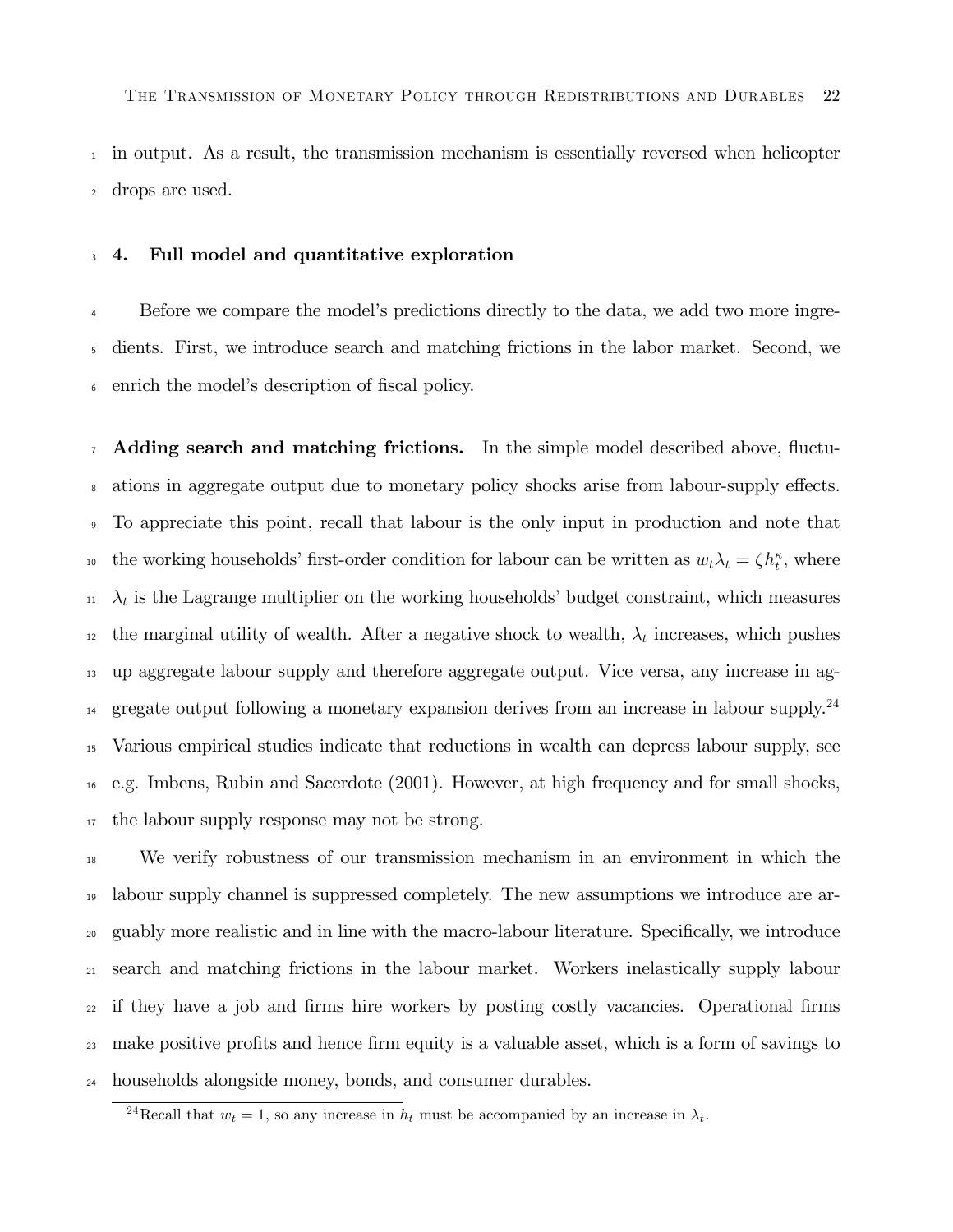in output. As a result, the transmission mechanism is essentially reversed when helicopter drops are used.

## 4. Full model and quantitative exploration

Before we compare the model's predictions directly to the data, we add two more ingredients. First, we introduce search and matching frictions in the labor market. Second, we enrich the model's description of fiscal policy.

**Adding search and matching frictions.** In the simple model described above, fluctuations in aggregate output due to monetary policy shocks arise from labour-supply effects. To appreciate this point, recall that labour is the only input in production and note that the working households' first-order condition for labour can be written as $w_t \lambda_t = \zeta h_t^{\kappa}$, where $\lambda_t$ is the Lagrange multiplier on the working households' budget constraint, which measures the marginal utility of wealth. After a negative shock to wealth, $\lambda_t$ increases, which pushes up aggregate labour supply and therefore aggregate output. Vice versa, any increase in aggregate output following a monetary expansion derives from an increase in labour supply.[24] Various empirical studies indicate that reductions in wealth can depress labour supply, see e.g. Imbens, Rubin and Sacerdote (2001). However, at high frequency and for small shocks, the labour supply response may not be strong.

We verify robustness of our transmission mechanism in an environment in which the labour supply channel is suppressed completely. The new assumptions we introduce are arguably more realistic and in line with the macro-labour literature. Specifically, we introduce search and matching frictions in the labour market. Workers inelastically supply labour if they have a job and firms hire workers by posting costly vacancies. Operational firms make positive profits and hence firm equity is a valuable asset, which is a form of savings to households alongside money, bonds, and consumer durables.

[24] Recall that $w_t = 1$, so any increase in $h_t$ must be accompanied by an increase in $\lambda_t$.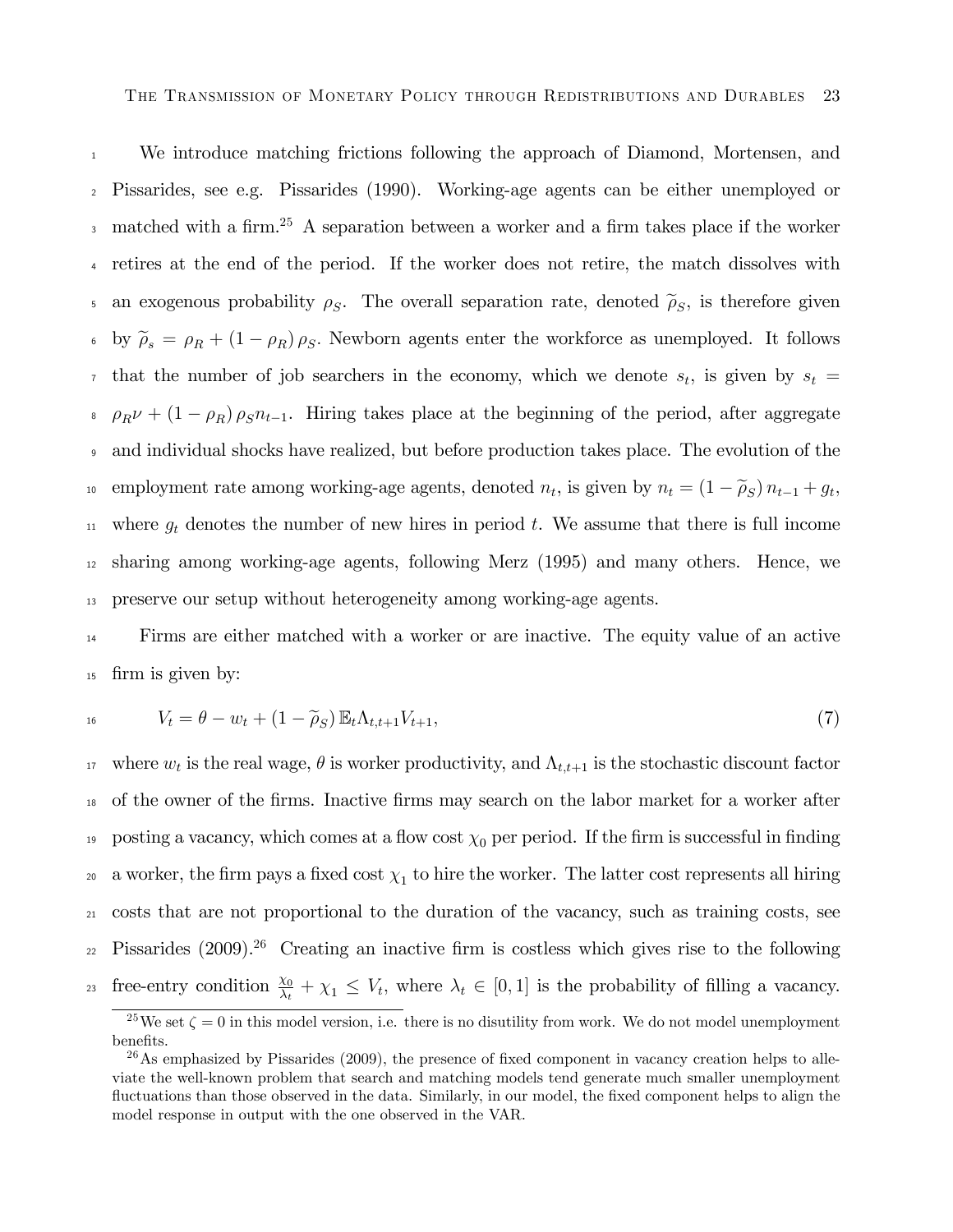We introduce matching frictions following the approach of Diamond, Mortensen, and Pissarides, see e.g. Pissarides (1990). Working-age agents can be either unemployed or matched with a firm.[25] A separation between a worker and a firm takes place if the worker retires at the end of the period. If the worker does not retire, the match dissolves with an exogenous probability $\rho_S$. The overall separation rate, denoted $\widetilde{\rho}_S$, is therefore given by $\widetilde{\rho}_s = \rho_R + (1-\rho_R)\,\rho_S$. Newborn agents enter the workforce as unemployed. It follows that the number of job searchers in the economy, which we denote $s_t$, is given by $s_t = \rho_R \nu + (1-\rho_R)\,\rho_S n_{t-1}$. Hiring takes place at the beginning of the period, after aggregate and individual shocks have realized, but before production takes place. The evolution of the employment rate among working-age agents, denoted $n_t$, is given by $n_t = (1-\widetilde{\rho}_S)\,n_{t-1} + g_t$, where $g_t$ denotes the number of new hires in period $t$. We assume that there is full income sharing among working-age agents, following Merz (1995) and many others. Hence, we preserve our setup without heterogeneity among working-age agents.

Firms are either matched with a worker or are inactive. The equity value of an active firm is given by:

$$V_t = \theta - w_t + (1-\widetilde{\rho}_S)\,\mathbb{E}_t \Lambda_{t,t+1} V_{t+1}, \tag{7}$$

where $w_t$ is the real wage, $\theta$ is worker productivity, and $\Lambda_{t,t+1}$ is the stochastic discount factor of the owner of the firms. Inactive firms may search on the labor market for a worker after posting a vacancy, which comes at a flow cost $\chi_0$ per period. If the firm is successful in finding a worker, the firm pays a fixed cost $\chi_1$ to hire the worker. The latter cost represents all hiring costs that are not proportional to the duration of the vacancy, such as training costs, see Pissarides (2009).[26] Creating an inactive firm is costless which gives rise to the following free-entry condition $\frac{\chi_0}{\lambda_t} + \chi_1 \leq V_t$, where $\lambda_t \in [0,1]$ is the probability of filling a vacancy.

[25] We set $\zeta = 0$ in this model version, i.e. there is no disutility from work. We do not model unemployment benefits.

[26] As emphasized by Pissarides (2009), the presence of fixed component in vacancy creation helps to alleviate the well-known problem that search and matching models tend generate much smaller unemployment fluctuations than those observed in the data. Similarly, in our model, the fixed component helps to align the model response in output with the one observed in the VAR.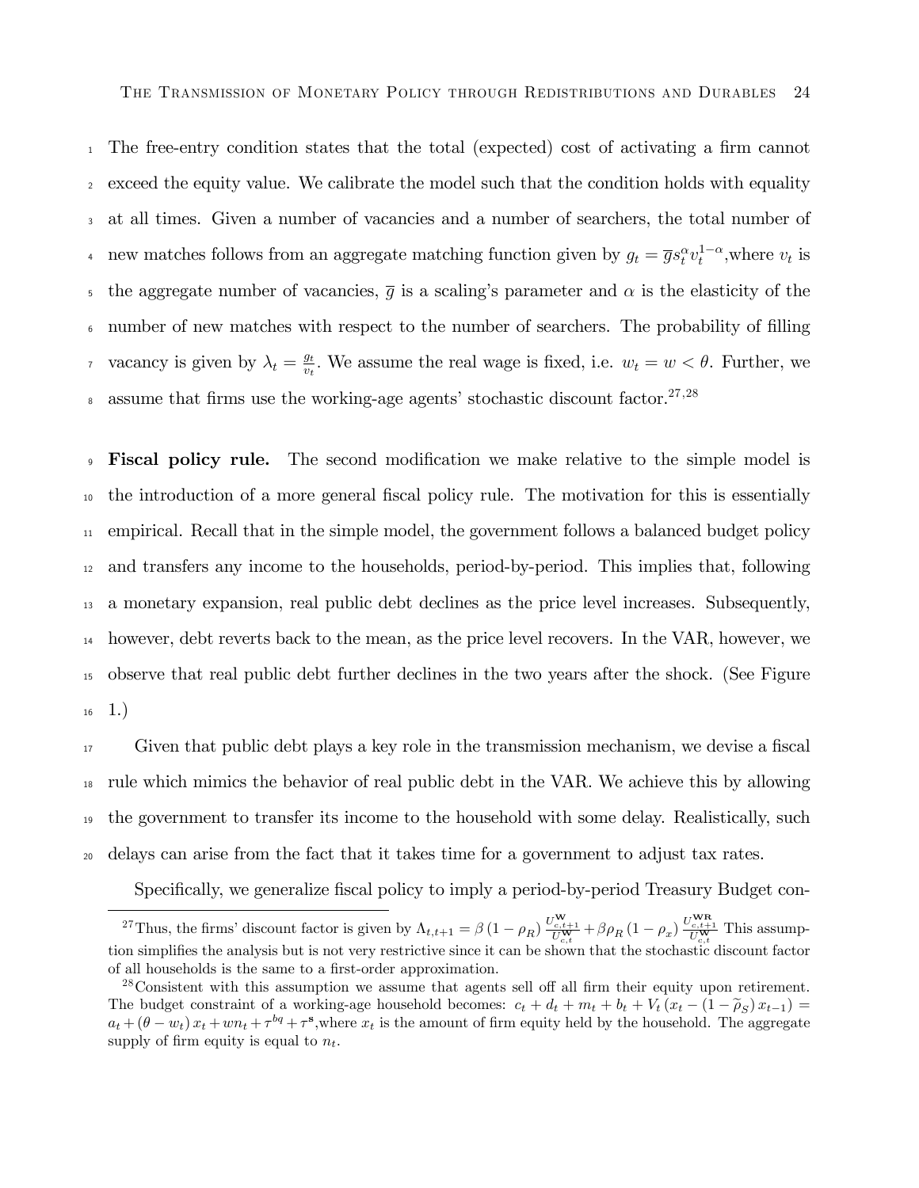The free-entry condition states that the total (expected) cost of activating a firm cannot exceed the equity value. We calibrate the model such that the condition holds with equality at all times. Given a number of vacancies and a number of searchers, the total number of new matches follows from an aggregate matching function given by $g_t = \overline{g} s_t^{\alpha} v_t^{1-\alpha}$,where $v_t$ is the aggregate number of vacancies, $\overline{g}$ is a scaling's parameter and $\alpha$ is the elasticity of the number of new matches with respect to the number of searchers. The probability of filling vacancy is given by $\lambda_t = \frac{g_t}{v_t}$. We assume the real wage is fixed, i.e. $w_t = w < \theta$. Further, we assume that firms use the working-age agents' stochastic discount factor.[27,28]

**Fiscal policy rule.** The second modification we make relative to the simple model is the introduction of a more general fiscal policy rule. The motivation for this is essentially empirical. Recall that in the simple model, the government follows a balanced budget policy and transfers any income to the households, period-by-period. This implies that, following a monetary expansion, real public debt declines as the price level increases. Subsequently, however, debt reverts back to the mean, as the price level recovers. In the VAR, however, we observe that real public debt further declines in the two years after the shock. (See Figure 1.)

Given that public debt plays a key role in the transmission mechanism, we devise a fiscal rule which mimics the behavior of real public debt in the VAR. We achieve this by allowing the government to transfer its income to the household with some delay. Realistically, such delays can arise from the fact that it takes time for a government to adjust tax rates.

Specifically, we generalize fiscal policy to imply a period-by-period Treasury Budget con-

---

[27] Thus, the firms' discount factor is given by $\Lambda_{t,t+1} = \beta \left(1-\rho_R\right) \frac{U^{\mathbf{W}}_{c,t+1}}{U^{\mathbf{W}}_{c,t}} + \beta \rho_R \left(1-\rho_x\right) \frac{U^{\mathbf{WR}}_{c,t+1}}{U^{\mathbf{W}}_{c,t}}$ This assumption simplifies the analysis but is not very restrictive since it can be shown that the stochastic discount factor of all households is the same to a first-order approximation.

[28] Consistent with this assumption we assume that agents sell off all firm their equity upon retirement. The budget constraint of a working-age household becomes: $c_t + d_t + m_t + b_t + V_t \left(x_t - \left(1-\widetilde{\rho}_S\right) x_{t-1}\right) = a_t + \left(\theta - w_t\right) x_t + w n_t + \tau^{bq} + \tau^{\mathbf{s}}$,where $x_t$ is the amount of firm equity held by the household. The aggregate supply of firm equity is equal to $n_t$.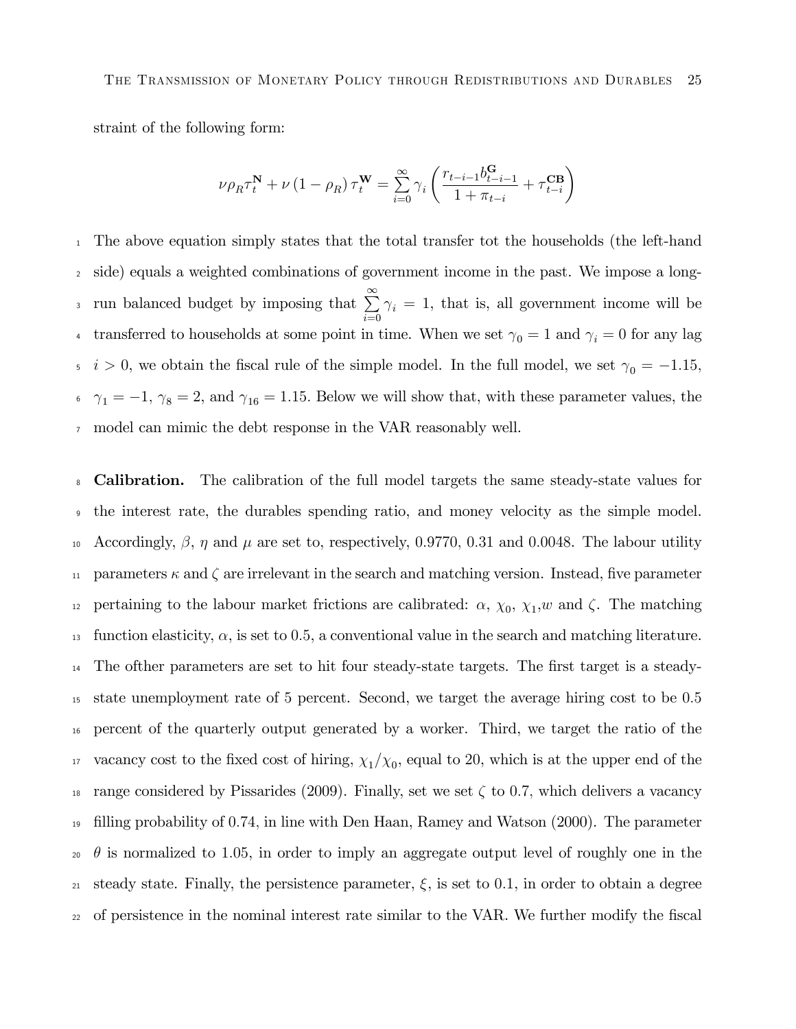straint of the following form:

$$\nu \rho_R \tau_t^{\mathbf{N}} + \nu (1 - \rho_R) \tau_t^{\mathbf{W}} = \sum_{i=0}^{\infty} \gamma_i \left( \frac{r_{t-i-1} b_{t-i-1}^{\mathbf{G}}}{1 + \pi_{t-i}} + \tau_{t-i}^{\mathbf{CB}} \right)$$

The above equation simply states that the total transfer tot the households (the left-hand side) equals a weighted combinations of government income in the past. We impose a long-run balanced budget by imposing that $\sum_{i=0}^{\infty} \gamma_i = 1$, that is, all government income will be transferred to households at some point in time. When we set $\gamma_0 = 1$ and $\gamma_i = 0$ for any lag $i > 0$, we obtain the fiscal rule of the simple model. In the full model, we set $\gamma_0 = -1.15$, $\gamma_1 = -1$, $\gamma_8 = 2$, and $\gamma_{16} = 1.15$. Below we will show that, with these parameter values, the model can mimic the debt response in the VAR reasonably well.

**Calibration.** The calibration of the full model targets the same steady-state values for the interest rate, the durables spending ratio, and money velocity as the simple model. Accordingly, $\beta$, $\eta$ and $\mu$ are set to, respectively, 0.9770, 0.31 and 0.0048. The labour utility parameters $\kappa$ and $\zeta$ are irrelevant in the search and matching version. Instead, five parameter pertaining to the labour market frictions are calibrated: $\alpha$, $\chi_0$, $\chi_1$,$w$ and $\zeta$. The matching function elasticity, $\alpha$, is set to 0.5, a conventional value in the search and matching literature. The ofther parameters are set to hit four steady-state targets. The first target is a steady-state unemployment rate of 5 percent. Second, we target the average hiring cost to be 0.5 percent of the quarterly output generated by a worker. Third, we target the ratio of the vacancy cost to the fixed cost of hiring, $\chi_1/\chi_0$, equal to 20, which is at the upper end of the range considered by Pissarides (2009). Finally, set we set $\zeta$ to 0.7, which delivers a vacancy filling probability of 0.74, in line with Den Haan, Ramey and Watson (2000). The parameter $\theta$ is normalized to 1.05, in order to imply an aggregate output level of roughly one in the steady state. Finally, the persistence parameter, $\xi$, is set to 0.1, in order to obtain a degree of persistence in the nominal interest rate similar to the VAR. We further modify the fiscal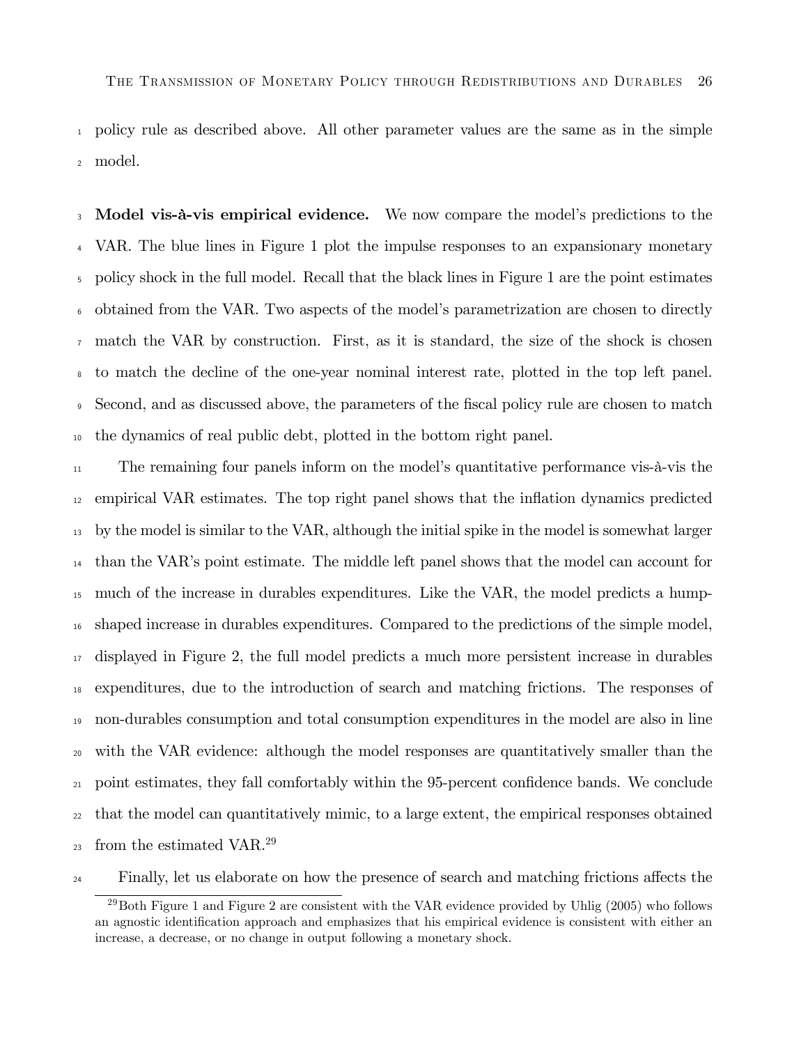policy rule as described above. All other parameter values are the same as in the simple model.

**Model vis-à-vis empirical evidence.** We now compare the model's predictions to the VAR. The blue lines in Figure 1 plot the impulse responses to an expansionary monetary policy shock in the full model. Recall that the black lines in Figure 1 are the point estimates obtained from the VAR. Two aspects of the model's parametrization are chosen to directly match the VAR by construction. First, as it is standard, the size of the shock is chosen to match the decline of the one-year nominal interest rate, plotted in the top left panel. Second, and as discussed above, the parameters of the fiscal policy rule are chosen to match the dynamics of real public debt, plotted in the bottom right panel.

The remaining four panels inform on the model's quantitative performance vis-à-vis the empirical VAR estimates. The top right panel shows that the inflation dynamics predicted by the model is similar to the VAR, although the initial spike in the model is somewhat larger than the VAR's point estimate. The middle left panel shows that the model can account for much of the increase in durables expenditures. Like the VAR, the model predicts a hump-shaped increase in durables expenditures. Compared to the predictions of the simple model, displayed in Figure 2, the full model predicts a much more persistent increase in durables expenditures, due to the introduction of search and matching frictions. The responses of non-durables consumption and total consumption expenditures in the model are also in line with the VAR evidence: although the model responses are quantitatively smaller than the point estimates, they fall comfortably within the 95-percent confidence bands. We conclude that the model can quantitatively mimic, to a large extent, the empirical responses obtained from the estimated VAR.[29]

Finally, let us elaborate on how the presence of search and matching frictions affects the

[29] Both Figure 1 and Figure 2 are consistent with the VAR evidence provided by Uhlig (2005) who follows an agnostic identification approach and emphasizes that his empirical evidence is consistent with either an increase, a decrease, or no change in output following a monetary shock.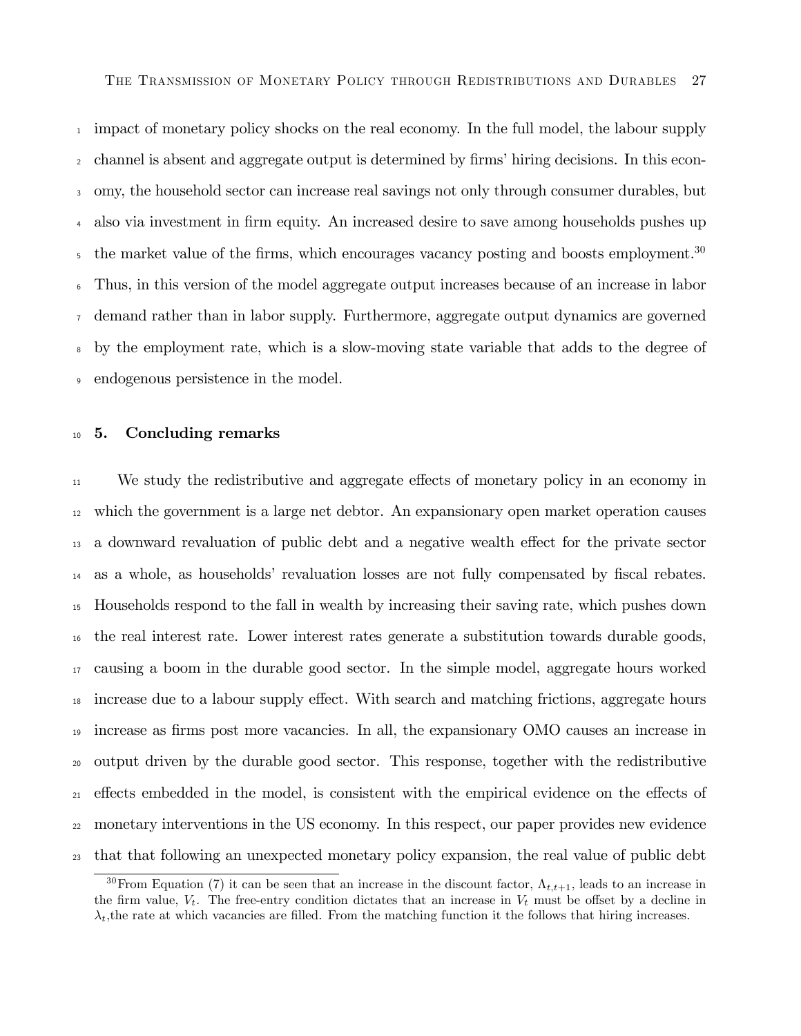impact of monetary policy shocks on the real economy. In the full model, the labour supply channel is absent and aggregate output is determined by firms' hiring decisions. In this economy, the household sector can increase real savings not only through consumer durables, but also via investment in firm equity. An increased desire to save among households pushes up the market value of the firms, which encourages vacancy posting and boosts employment.[30] Thus, in this version of the model aggregate output increases because of an increase in labor demand rather than in labor supply. Furthermore, aggregate output dynamics are governed by the employment rate, which is a slow-moving state variable that adds to the degree of endogenous persistence in the model.

## 5. Concluding remarks

We study the redistributive and aggregate effects of monetary policy in an economy in which the government is a large net debtor. An expansionary open market operation causes a downward revaluation of public debt and a negative wealth effect for the private sector as a whole, as households' revaluation losses are not fully compensated by fiscal rebates. Households respond to the fall in wealth by increasing their saving rate, which pushes down the real interest rate. Lower interest rates generate a substitution towards durable goods, causing a boom in the durable good sector. In the simple model, aggregate hours worked increase due to a labour supply effect. With search and matching frictions, aggregate hours increase as firms post more vacancies. In all, the expansionary OMO causes an increase in output driven by the durable good sector. This response, together with the redistributive effects embedded in the model, is consistent with the empirical evidence on the effects of monetary interventions in the US economy. In this respect, our paper provides new evidence that that following an unexpected monetary policy expansion, the real value of public debt

[30] From Equation (7) it can be seen that an increase in the discount factor, $\Lambda_{t,t+1}$, leads to an increase in the firm value, $V_t$. The free-entry condition dictates that an increase in $V_t$ must be offset by a decline in $\lambda_t$,the rate at which vacancies are filled. From the matching function it the follows that hiring increases.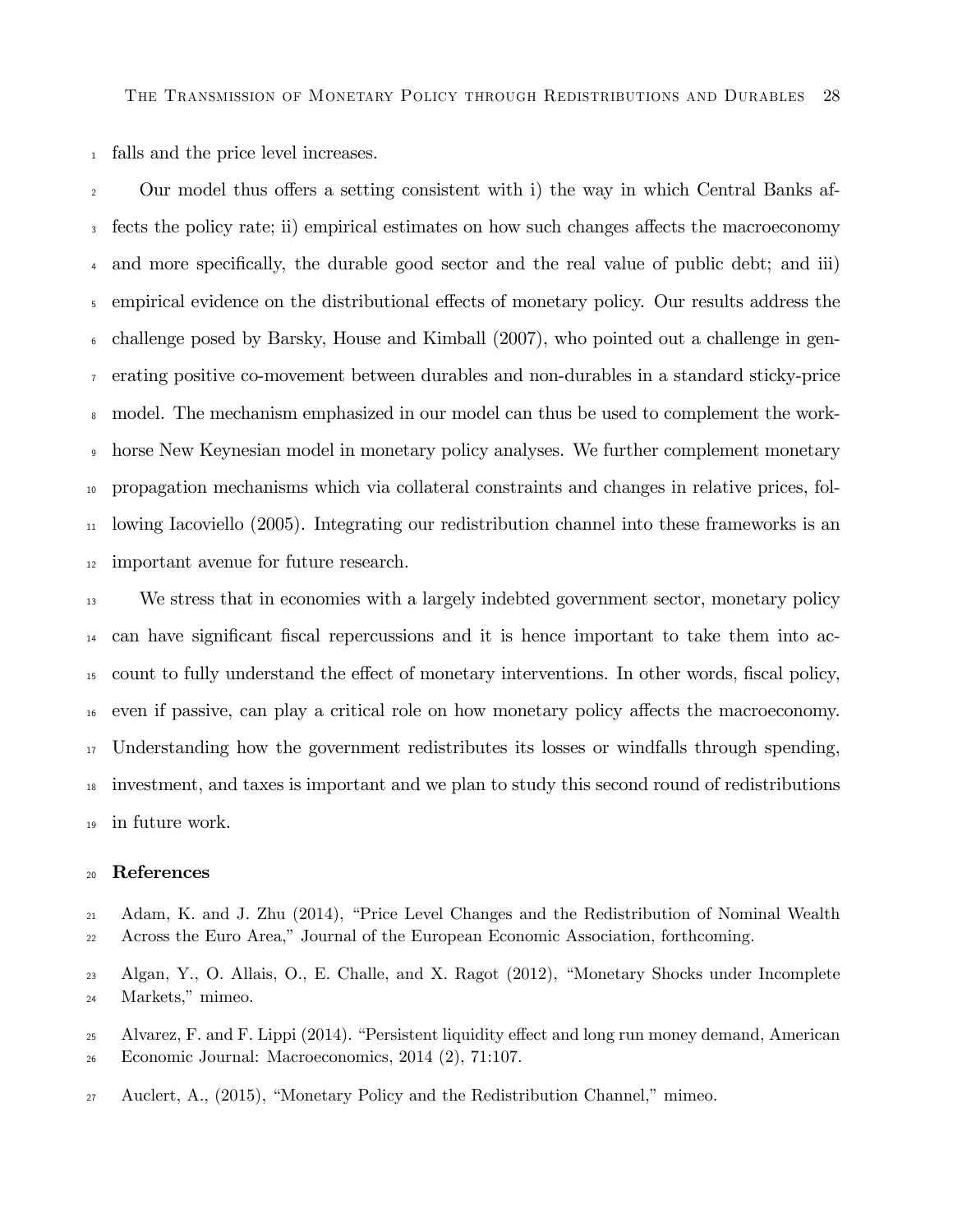falls and the price level increases.

Our model thus offers a setting consistent with i) the way in which Central Banks affects the policy rate; ii) empirical estimates on how such changes affects the macroeconomy and more specifically, the durable good sector and the real value of public debt; and iii) empirical evidence on the distributional effects of monetary policy. Our results address the challenge posed by Barsky, House and Kimball (2007), who pointed out a challenge in generating positive co-movement between durables and non-durables in a standard sticky-price model. The mechanism emphasized in our model can thus be used to complement the workhorse New Keynesian model in monetary policy analyses. We further complement monetary propagation mechanisms which via collateral constraints and changes in relative prices, following Iacoviello (2005). Integrating our redistribution channel into these frameworks is an important avenue for future research.

We stress that in economies with a largely indebted government sector, monetary policy can have significant fiscal repercussions and it is hence important to take them into account to fully understand the effect of monetary interventions. In other words, fiscal policy, even if passive, can play a critical role on how monetary policy affects the macroeconomy. Understanding how the government redistributes its losses or windfalls through spending, investment, and taxes is important and we plan to study this second round of redistributions in future work.

## References

Adam, K. and J. Zhu (2014), "Price Level Changes and the Redistribution of Nominal Wealth Across the Euro Area," Journal of the European Economic Association, forthcoming.

Algan, Y., O. Allais, O., E. Challe, and X. Ragot (2012), "Monetary Shocks under Incomplete Markets," mimeo.

Alvarez, F. and F. Lippi (2014). "Persistent liquidity effect and long run money demand, American Economic Journal: Macroeconomics, 2014 (2), 71:107.

Auclert, A., (2015), "Monetary Policy and the Redistribution Channel," mimeo.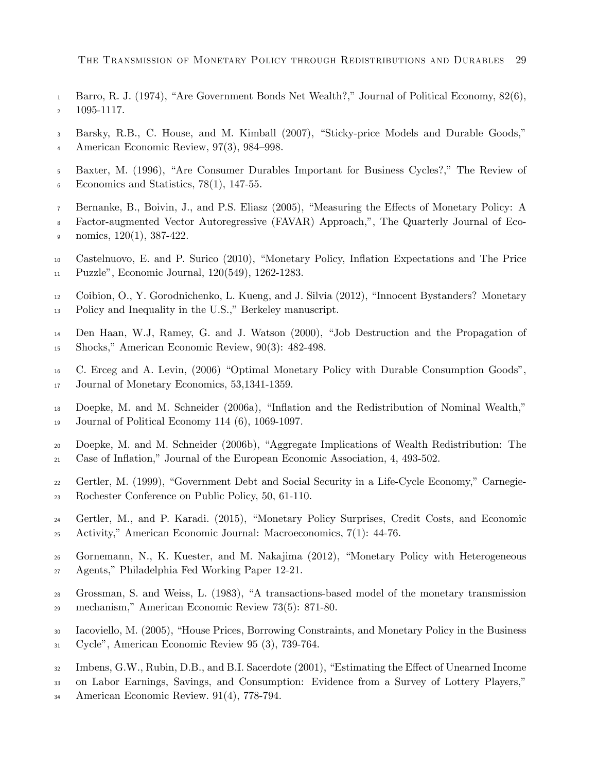Barro, R. J. (1974), "Are Government Bonds Net Wealth?," Journal of Political Economy, 82(6), 1095-1117.

Barsky, R.B., C. House, and M. Kimball (2007), "Sticky-price Models and Durable Goods," American Economic Review, 97(3), 984–998.

Baxter, M. (1996), "Are Consumer Durables Important for Business Cycles?," The Review of Economics and Statistics, 78(1), 147-55.

Bernanke, B., Boivin, J., and P.S. Eliasz (2005), "Measuring the Effects of Monetary Policy: A Factor-augmented Vector Autoregressive (FAVAR) Approach,", The Quarterly Journal of Economics, 120(1), 387-422.

Castelnuovo, E. and P. Surico (2010), "Monetary Policy, Inflation Expectations and The Price Puzzle", Economic Journal, 120(549), 1262-1283.

Coibion, O., Y. Gorodnichenko, L. Kueng, and J. Silvia (2012), "Innocent Bystanders? Monetary Policy and Inequality in the U.S.," Berkeley manuscript.

Den Haan, W.J, Ramey, G. and J. Watson (2000), "Job Destruction and the Propagation of Shocks," American Economic Review, 90(3): 482-498.

C. Erceg and A. Levin, (2006) "Optimal Monetary Policy with Durable Consumption Goods", Journal of Monetary Economics, 53,1341-1359.

Doepke, M. and M. Schneider (2006a), "Inflation and the Redistribution of Nominal Wealth," Journal of Political Economy 114 (6), 1069-1097.

Doepke, M. and M. Schneider (2006b), "Aggregate Implications of Wealth Redistribution: The Case of Inflation," Journal of the European Economic Association, 4, 493-502.

Gertler, M. (1999), "Government Debt and Social Security in a Life-Cycle Economy," Carnegie-Rochester Conference on Public Policy, 50, 61-110.

Gertler, M., and P. Karadi. (2015), "Monetary Policy Surprises, Credit Costs, and Economic Activity," American Economic Journal: Macroeconomics, 7(1): 44-76.

Gornemann, N., K. Kuester, and M. Nakajima (2012), "Monetary Policy with Heterogeneous Agents," Philadelphia Fed Working Paper 12-21.

Grossman, S. and Weiss, L. (1983), "A transactions-based model of the monetary transmission mechanism," American Economic Review 73(5): 871-80.

Iacoviello, M. (2005), "House Prices, Borrowing Constraints, and Monetary Policy in the Business Cycle", American Economic Review 95 (3), 739-764.

Imbens, G.W., Rubin, D.B., and B.I. Sacerdote (2001), "Estimating the Effect of Unearned Income on Labor Earnings, Savings, and Consumption: Evidence from a Survey of Lottery Players," American Economic Review. 91(4), 778-794.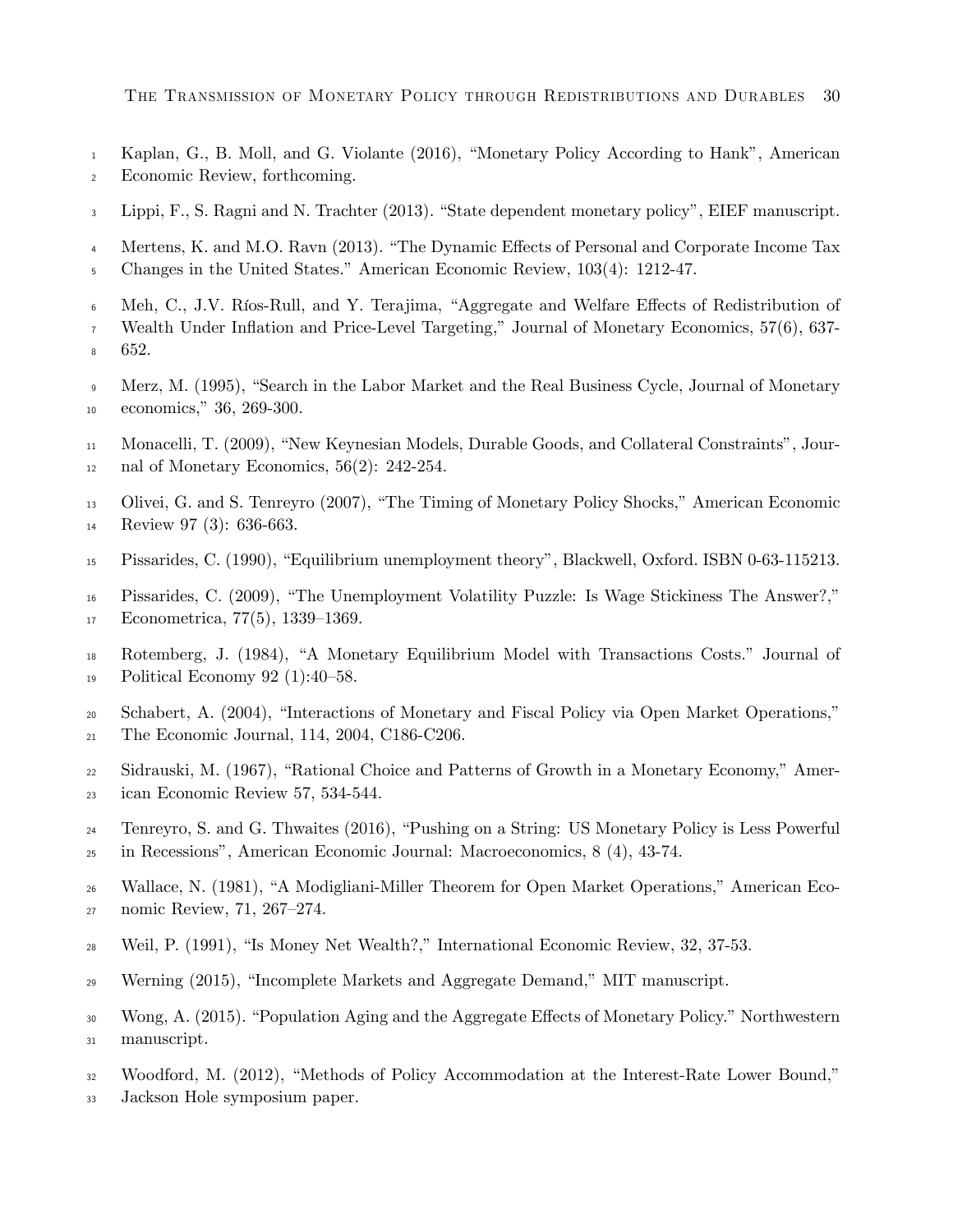Kaplan, G., B. Moll, and G. Violante (2016), "Monetary Policy According to Hank", American Economic Review, forthcoming.

Lippi, F., S. Ragni and N. Trachter (2013). "State dependent monetary policy", EIEF manuscript.

Mertens, K. and M.O. Ravn (2013). "The Dynamic Effects of Personal and Corporate Income Tax Changes in the United States." American Economic Review, 103(4): 1212-47.

Meh, C., J.V. Ríos-Rull, and Y. Terajima, "Aggregate and Welfare Effects of Redistribution of Wealth Under Inflation and Price-Level Targeting," Journal of Monetary Economics, 57(6), 637-652.

Merz, M. (1995), "Search in the Labor Market and the Real Business Cycle, Journal of Monetary economics," 36, 269-300.

Monacelli, T. (2009), "New Keynesian Models, Durable Goods, and Collateral Constraints", Journal of Monetary Economics, 56(2): 242-254.

Olivei, G. and S. Tenreyro (2007), "The Timing of Monetary Policy Shocks," American Economic Review 97 (3): 636-663.

Pissarides, C. (1990), "Equilibrium unemployment theory", Blackwell, Oxford. ISBN 0-63-115213.

Pissarides, C. (2009), "The Unemployment Volatility Puzzle: Is Wage Stickiness The Answer?," Econometrica, 77(5), 1339–1369.

Rotemberg, J. (1984), "A Monetary Equilibrium Model with Transactions Costs." Journal of Political Economy 92 (1):40–58.

Schabert, A. (2004), "Interactions of Monetary and Fiscal Policy via Open Market Operations," The Economic Journal, 114, 2004, C186-C206.

Sidrauski, M. (1967), "Rational Choice and Patterns of Growth in a Monetary Economy," American Economic Review 57, 534-544.

Tenreyro, S. and G. Thwaites (2016), "Pushing on a String: US Monetary Policy is Less Powerful in Recessions", American Economic Journal: Macroeconomics, 8 (4), 43-74.

Wallace, N. (1981), "A Modigliani-Miller Theorem for Open Market Operations," American Economic Review, 71, 267–274.

Weil, P. (1991), "Is Money Net Wealth?," International Economic Review, 32, 37-53.

Werning (2015), "Incomplete Markets and Aggregate Demand," MIT manuscript.

Wong, A. (2015). "Population Aging and the Aggregate Effects of Monetary Policy." Northwestern manuscript.

Woodford, M. (2012), "Methods of Policy Accommodation at the Interest-Rate Lower Bound," Jackson Hole symposium paper.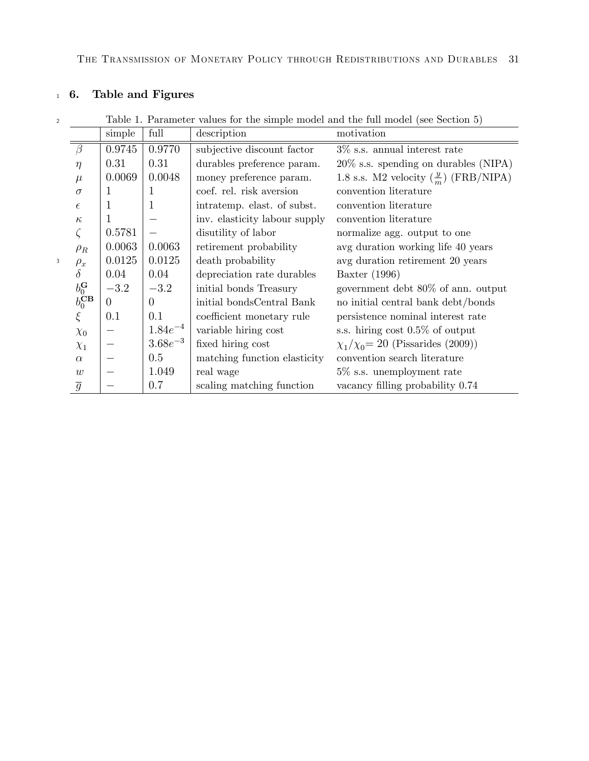## 6. Table and Figures

Table 1. Parameter values for the simple model and the full model (see Section 5)

| | simple | full | description | motivation |
|---|---|---|---|---|
| $\beta$ | 0.9745 | 0.9770 | subjective discount factor | 3% s.s. annual interest rate |
| $\eta$ | 0.31 | 0.31 | durables preference param. | 20% s.s. spending on durables (NIPA) |
| $\mu$ | 0.0069 | 0.0048 | money preference param. | 1.8 s.s. M2 velocity ($\frac{y}{m}$) (FRB/NIPA) |
| $\sigma$ | 1 | 1 | coef. rel. risk aversion | convention literature |
| $\epsilon$ | 1 | 1 | intratemp. elast. of subst. | convention literature |
| $\kappa$ | 1 | $-$ | inv. elasticity labour supply | convention literature |
| $\zeta$ | 0.5781 | $-$ | disutility of labor | normalize agg. output to one |
| $\rho_R$ | 0.0063 | 0.0063 | retirement probability | avg duration working life 40 years |
| $\rho_x$ | 0.0125 | 0.0125 | death probability | avg duration retirement 20 years |
| $\delta$ | 0.04 | 0.04 | depreciation rate durables | Baxter (1996) |
| $b_0^{\mathbf{G}}$ | $-3.2$ | $-3.2$ | initial bonds Treasury | government debt 80% of ann. output |
| $b_0^{\mathbf{CB}}$ | 0 | 0 | initial bondsCentral Bank | no initial central bank debt/bonds |
| $\xi$ | 0.1 | 0.1 | coefficient monetary rule | persistence nominal interest rate |
| $\chi_0$ | $-$ | $1.84e^{-4}$ | variable hiring cost | s.s. hiring cost 0.5% of output |
| $\chi_1$ | $-$ | $3.68e^{-3}$ | fixed hiring cost | $\chi_1/\chi_0$= 20 (Pissarides (2009)) |
| $\alpha$ | $-$ | 0.5 | matching function elasticity | convention search literature |
| $w$ | $-$ | 1.049 | real wage | 5% s.s. unemployment rate |
| $\overline{g}$ | $-$ | 0.7 | scaling matching function | vacancy filling probability 0.74 |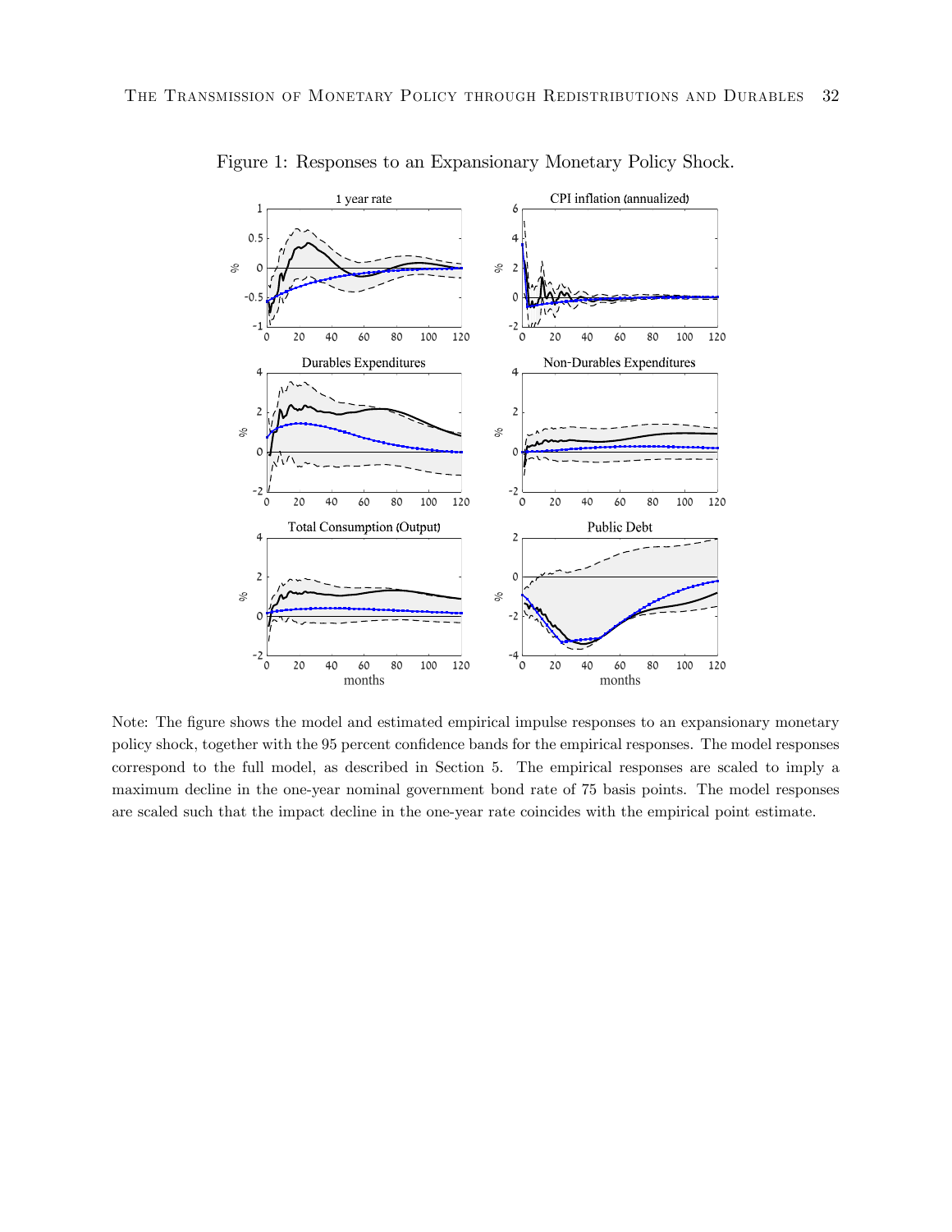Figure 1: Responses to an Expansionary Monetary Policy Shock.

Note: The figure shows the model and estimated empirical impulse responses to an expansionary monetary policy shock, together with the 95 percent confidence bands for the empirical responses. The model responses correspond to the full model, as described in Section 5. The empirical responses are scaled to imply a maximum decline in the one-year nominal government bond rate of 75 basis points. The model responses are scaled such that the impact decline in the one-year rate coincides with the empirical point estimate.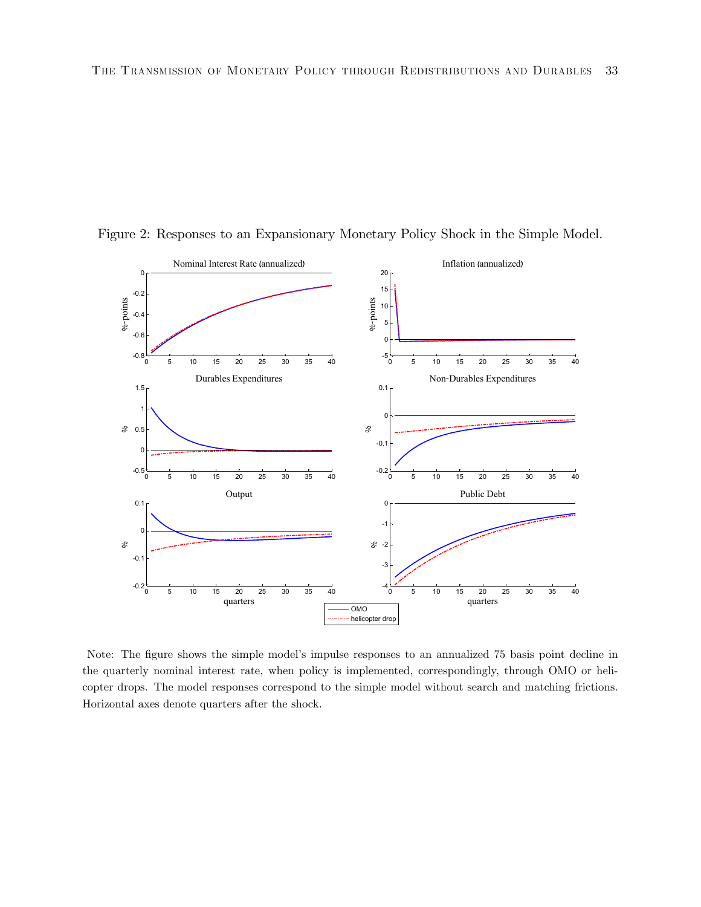Figure 2: Responses to an Expansionary Monetary Policy Shock in the Simple Model.

Note: The figure shows the simple model's impulse responses to an annualized 75 basis point decline in the quarterly nominal interest rate, when policy is implemented, correspondingly, through OMO or helicopter drops. The model responses correspond to the simple model without search and matching frictions. Horizontal axes denote quarters after the shock.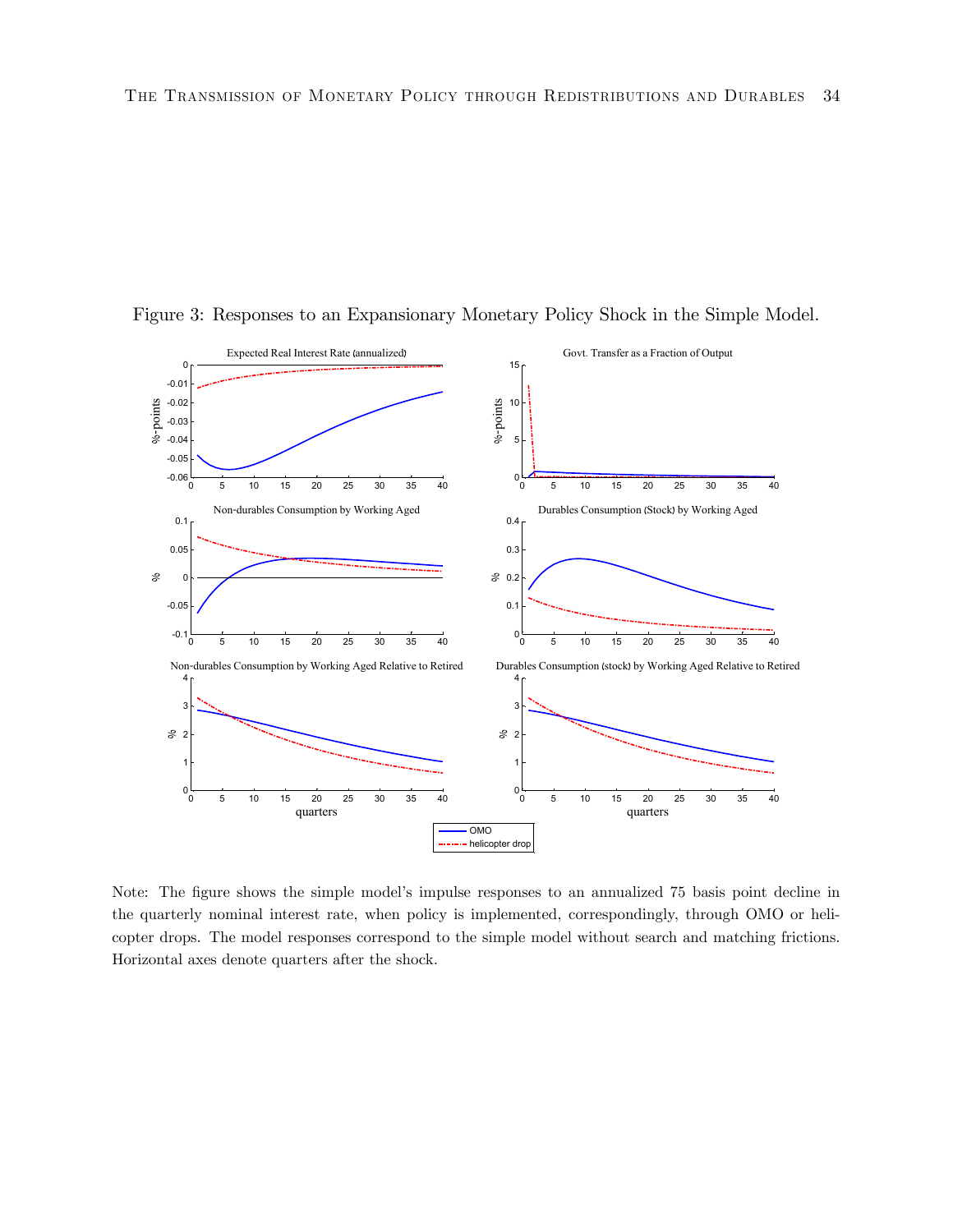Figure 3: Responses to an Expansionary Monetary Policy Shock in the Simple Model.

Expected Real Interest Rate (annualized)

%-points

0
-0.01
-0.02
-0.03
-0.04
-0.05
-0.06

0 5 10 15 20 25 30 35 40

Govt. Transfer as a Fraction of Output

%-points

15
10
5
0

0 5 10 15 20 25 30 35 40

Non-durables Consumption by Working Aged

%

0.1
0.05
0
-0.05
-0.1

0 5 10 15 20 25 30 35 40

Durables Consumption (Stock) by Working Aged

%

0.4
0.3
0.2
0.1
0

0 5 10 15 20 25 30 35 40

Non-durables Consumption by Working Aged Relative to Retired

%

4
3
2
1
0

0 5 10 15 20 25 30 35 40

quarters

Durables Consumption (stock) by Working Aged Relative to Retired

%

4
3
2
1
0

0 5 10 15 20 25 30 35 40

quarters

OMO
helicopter drop

Note: The figure shows the simple model's impulse responses to an annualized 75 basis point decline in the quarterly nominal interest rate, when policy is implemented, correspondingly, through OMO or helicopter drops. The model responses correspond to the simple model without search and matching frictions. Horizontal axes denote quarters after the shock.